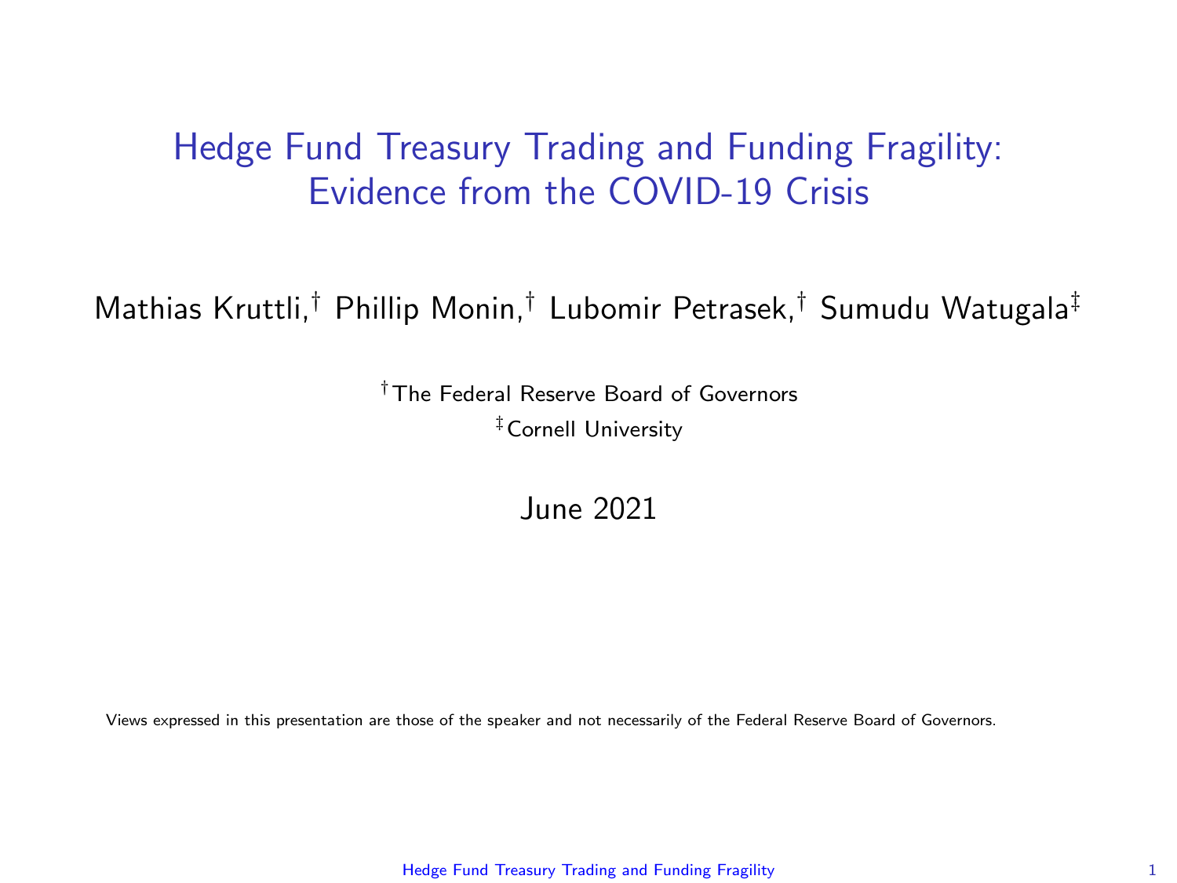# Hedge Fund Treasury Trading and Funding Fragility: Evidence from the COVID-19 Crisis

Mathias Kruttli,[†] Phillip Monin,[†] Lubomir Petrasek,[†] Sumudu Watugala[‡]

[†] The Federal Reserve Board of Governors

[‡] Cornell University

June 2021

Views expressed in this presentation are those of the speaker and not necessarily of the Federal Reserve Board of Governors.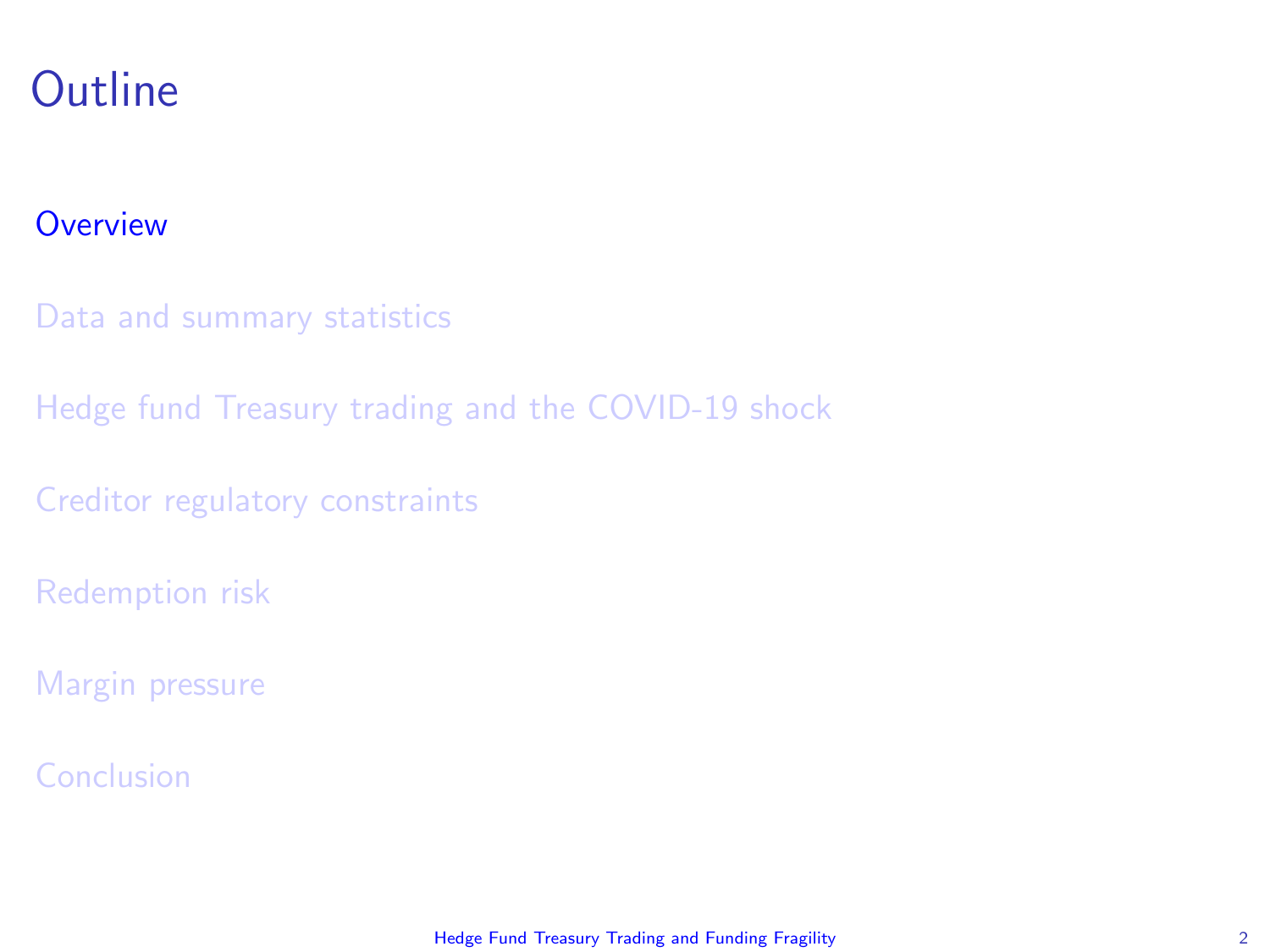# Outline

Overview

Data and summary statistics

Hedge fund Treasury trading and the COVID-19 shock

Creditor regulatory constraints

Redemption risk

Margin pressure

Conclusion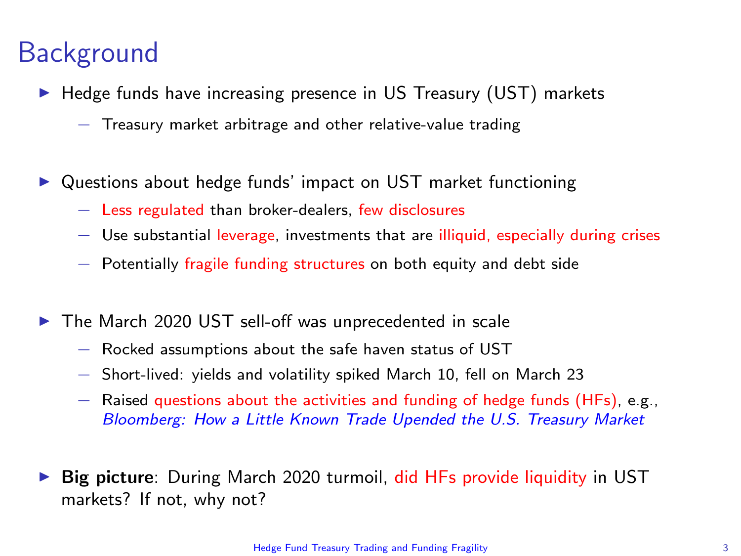# Background

- Hedge funds have increasing presence in US Treasury (UST) markets
  - Treasury market arbitrage and other relative-value trading
- Questions about hedge funds' impact on UST market functioning
  - Less regulated than broker-dealers, few disclosures
  - Use substantial leverage, investments that are illiquid, especially during crises
  - Potentially fragile funding structures on both equity and debt side
- The March 2020 UST sell-off was unprecedented in scale
  - Rocked assumptions about the safe haven status of UST
  - Short-lived: yields and volatility spiked March 10, fell on March 23
  - Raised questions about the activities and funding of hedge funds (HFs), e.g., *Bloomberg: How a Little Known Trade Upended the U.S. Treasury Market*
- **Big picture**: During March 2020 turmoil, did HFs provide liquidity in UST markets? If not, why not?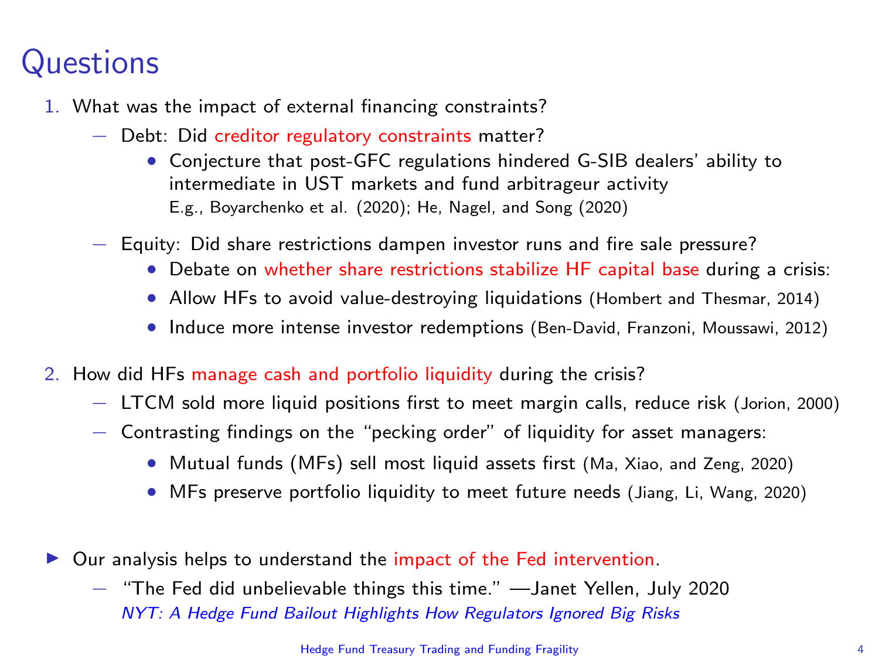# Questions

1. What was the impact of external financing constraints?
   - Debt: Did creditor regulatory constraints matter?
     - Conjecture that post-GFC regulations hindered G-SIB dealers' ability to intermediate in UST markets and fund arbitrageur activity
       E.g., Boyarchenko et al. (2020); He, Nagel, and Song (2020)
   - Equity: Did share restrictions dampen investor runs and fire sale pressure?
     - Debate on whether share restrictions stabilize HF capital base during a crisis:
     - Allow HFs to avoid value-destroying liquidations (Hombert and Thesmar, 2014)
     - Induce more intense investor redemptions (Ben-David, Franzoni, Moussawi, 2012)

2. How did HFs manage cash and portfolio liquidity during the crisis?
   - LTCM sold more liquid positions first to meet margin calls, reduce risk (Jorion, 2000)
   - Contrasting findings on the "pecking order" of liquidity for asset managers:
     - Mutual funds (MFs) sell most liquid assets first (Ma, Xiao, and Zeng, 2020)
     - MFs preserve portfolio liquidity to meet future needs (Jiang, Li, Wang, 2020)

- Our analysis helps to understand the impact of the Fed intervention.
  - "The Fed did unbelievable things this time." —Janet Yellen, July 2020
    *NYT: A Hedge Fund Bailout Highlights How Regulators Ignored Big Risks*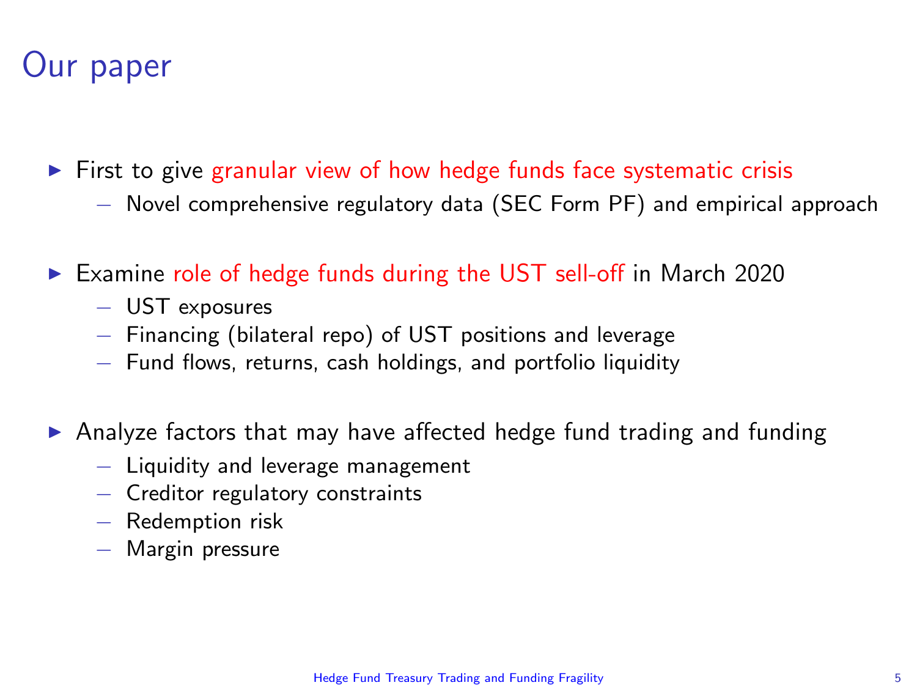# Our paper

- First to give granular view of how hedge funds face systematic crisis
  - Novel comprehensive regulatory data (SEC Form PF) and empirical approach

- Examine role of hedge funds during the UST sell-off in March 2020
  - UST exposures
  - Financing (bilateral repo) of UST positions and leverage
  - Fund flows, returns, cash holdings, and portfolio liquidity

- Analyze factors that may have affected hedge fund trading and funding
  - Liquidity and leverage management
  - Creditor regulatory constraints
  - Redemption risk
  - Margin pressure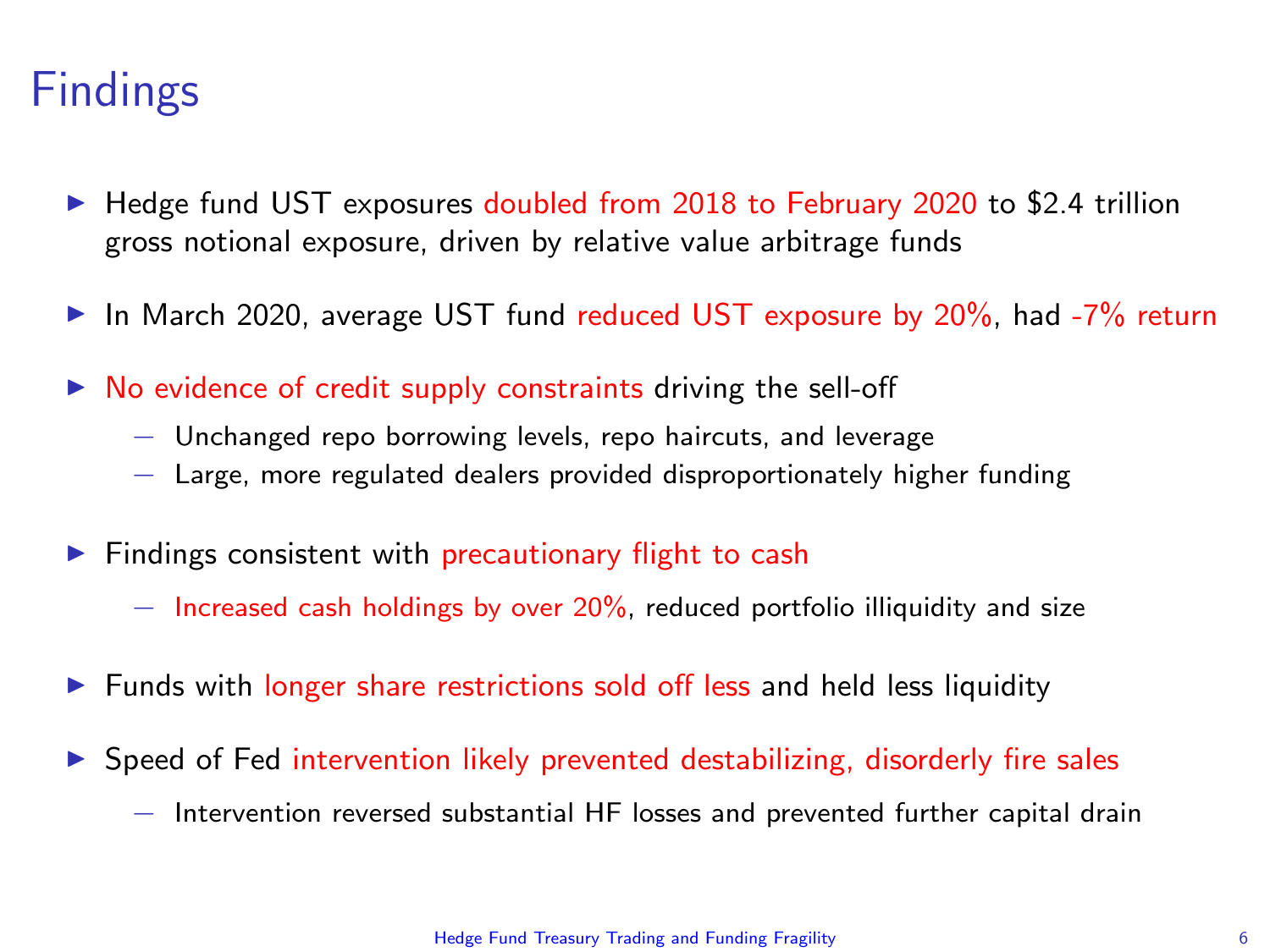# Findings

- Hedge fund UST exposures doubled from 2018 to February 2020 to $2.4 trillion gross notional exposure, driven by relative value arbitrage funds
- In March 2020, average UST fund reduced UST exposure by 20%, had -7% return
- No evidence of credit supply constraints driving the sell-off
  - Unchanged repo borrowing levels, repo haircuts, and leverage
  - Large, more regulated dealers provided disproportionately higher funding
- Findings consistent with precautionary flight to cash
  - Increased cash holdings by over 20%, reduced portfolio illiquidity and size
- Funds with longer share restrictions sold off less and held less liquidity
- Speed of Fed intervention likely prevented destabilizing, disorderly fire sales
  - Intervention reversed substantial HF losses and prevented further capital drain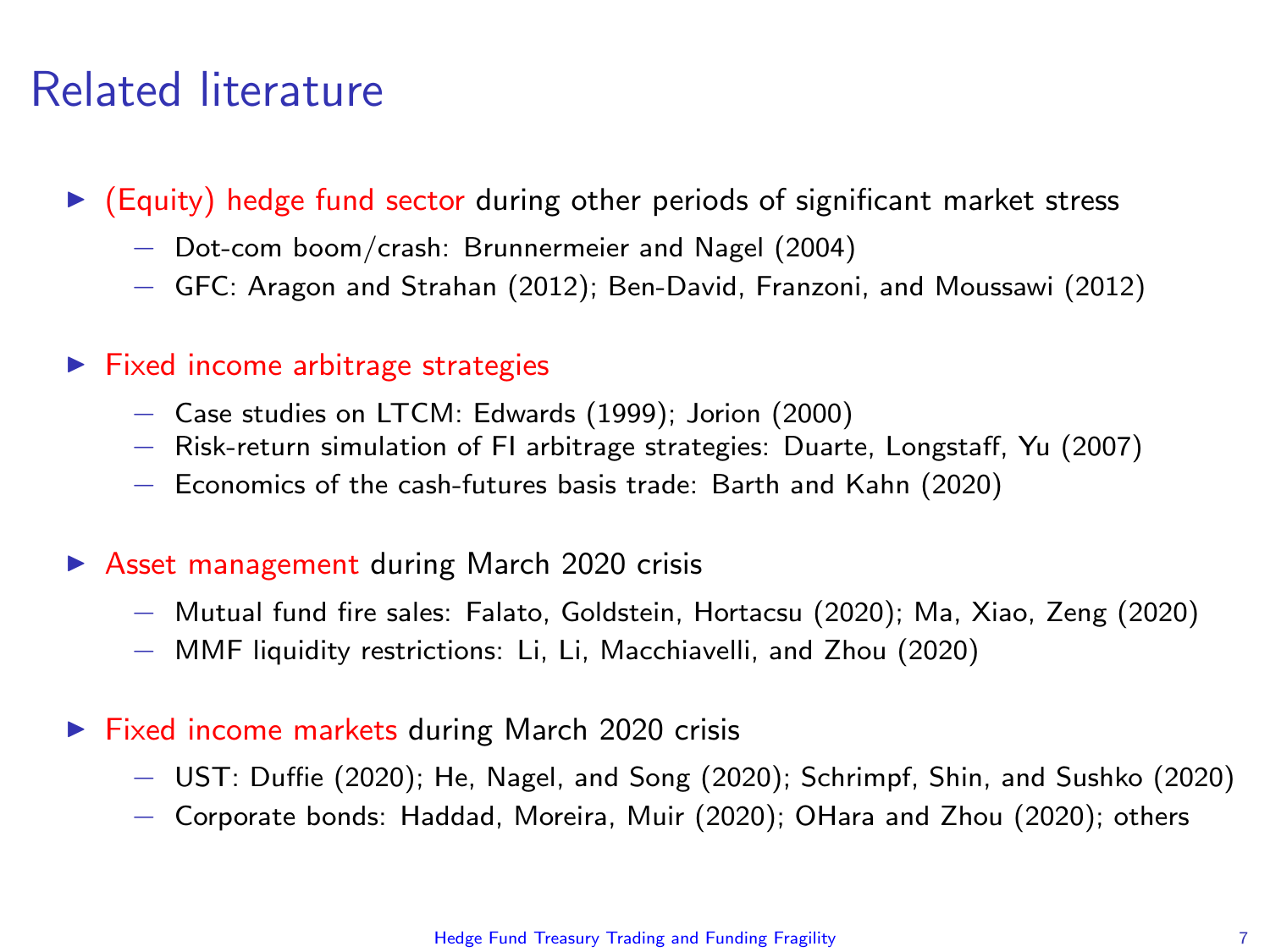# Related literature

- (Equity) hedge fund sector during other periods of significant market stress
  - Dot-com boom/crash: Brunnermeier and Nagel (2004)
  - GFC: Aragon and Strahan (2012); Ben-David, Franzoni, and Moussawi (2012)
- Fixed income arbitrage strategies
  - Case studies on LTCM: Edwards (1999); Jorion (2000)
  - Risk-return simulation of FI arbitrage strategies: Duarte, Longstaff, Yu (2007)
  - Economics of the cash-futures basis trade: Barth and Kahn (2020)
- Asset management during March 2020 crisis
  - Mutual fund fire sales: Falato, Goldstein, Hortacsu (2020); Ma, Xiao, Zeng (2020)
  - MMF liquidity restrictions: Li, Li, Macchiavelli, and Zhou (2020)
- Fixed income markets during March 2020 crisis
  - UST: Duffie (2020); He, Nagel, and Song (2020); Schrimpf, Shin, and Sushko (2020)
  - Corporate bonds: Haddad, Moreira, Muir (2020); OHara and Zhou (2020); others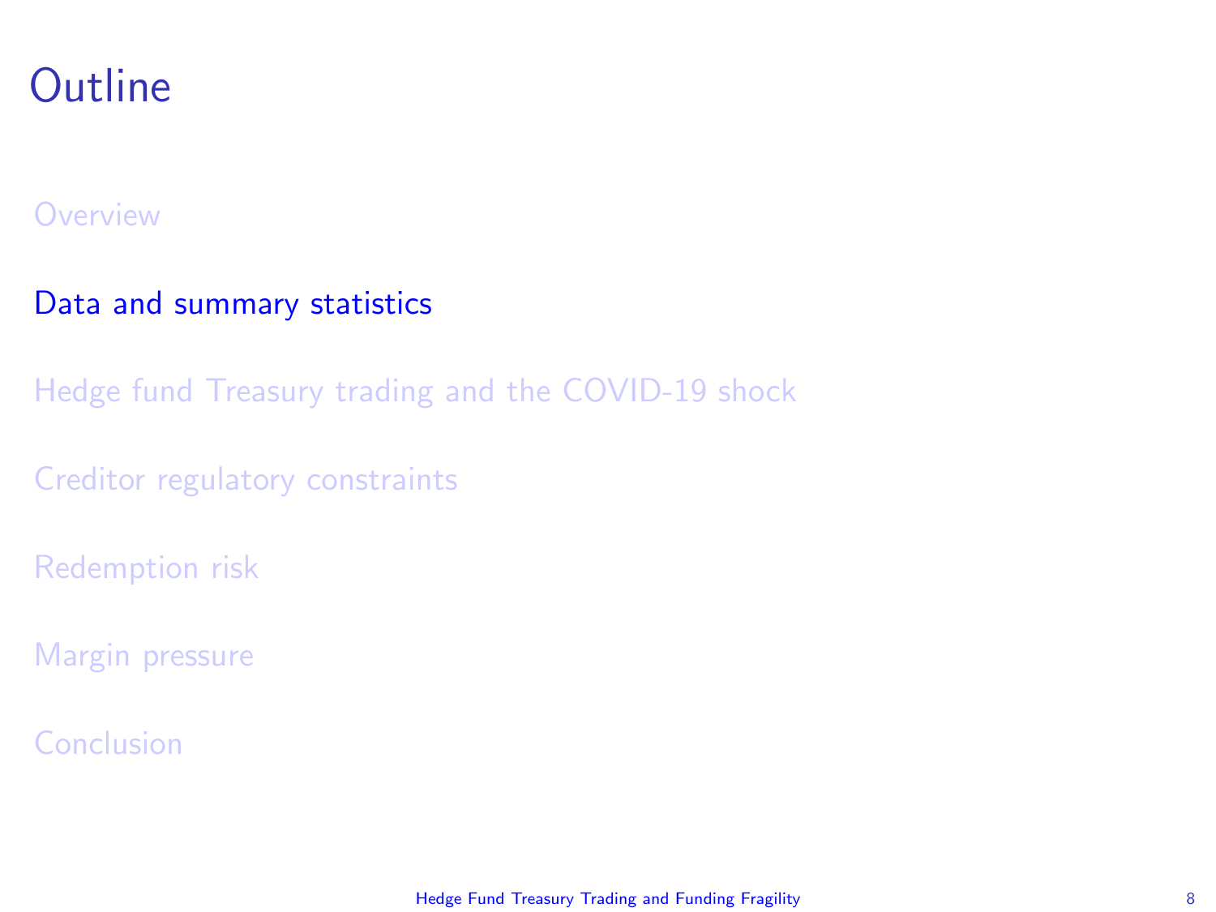# Outline

- Overview
- Data and summary statistics
- Hedge fund Treasury trading and the COVID-19 shock
- Creditor regulatory constraints
- Redemption risk
- Margin pressure
- Conclusion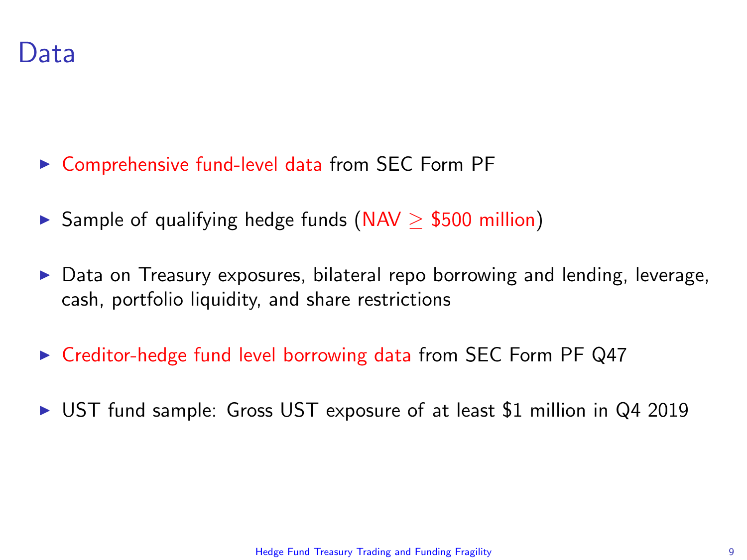# Data

- Comprehensive fund-level data from SEC Form PF
- Sample of qualifying hedge funds (NAV $\geq$ \$500 million)
- Data on Treasury exposures, bilateral repo borrowing and lending, leverage, cash, portfolio liquidity, and share restrictions
- Creditor-hedge fund level borrowing data from SEC Form PF Q47
- UST fund sample: Gross UST exposure of at least \$1 million in Q4 2019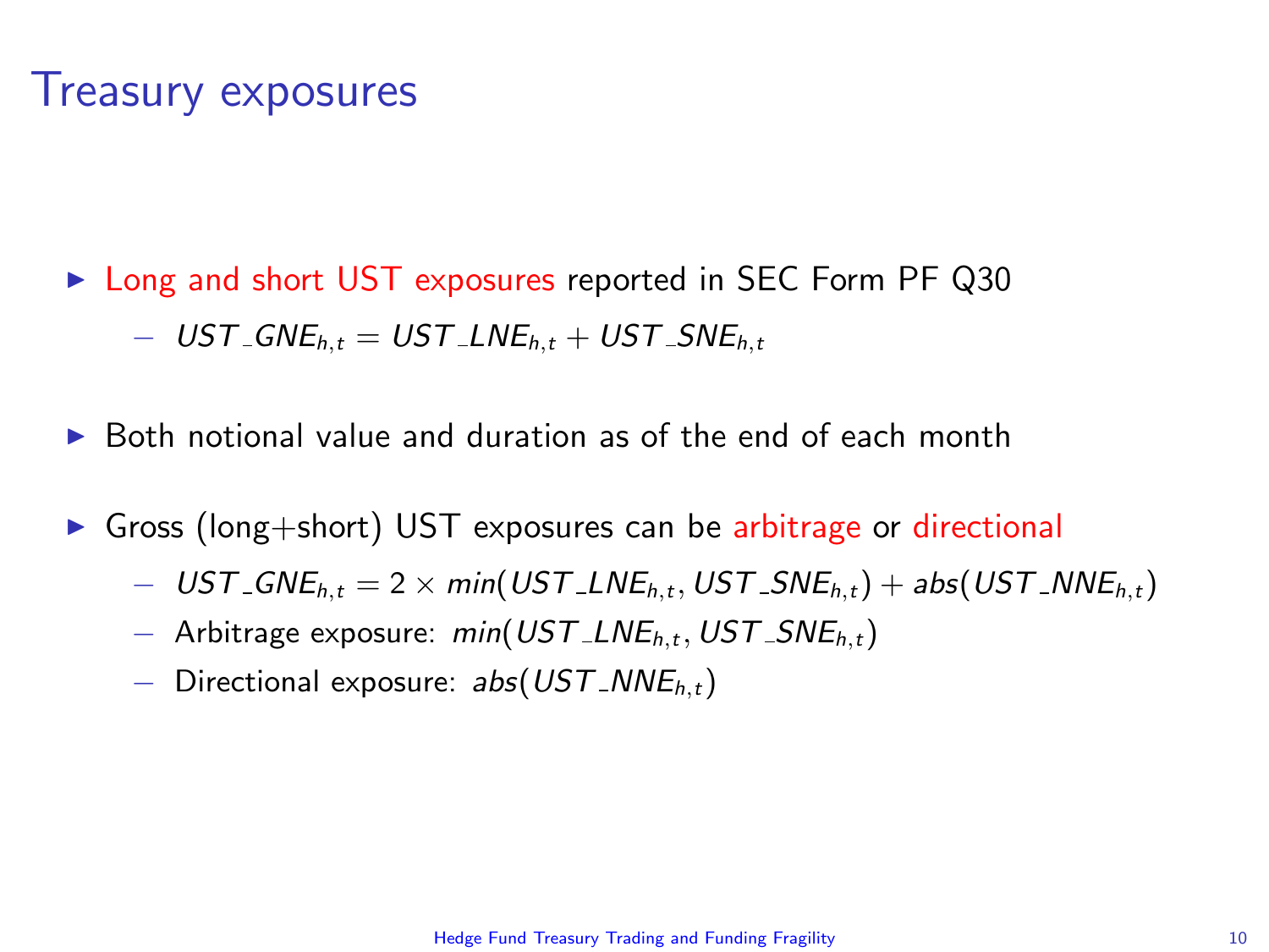# Treasury exposures

- Long and short UST exposures reported in SEC Form PF Q30
  - $UST\_GNE_{h,t} = UST\_LNE_{h,t} + UST\_SNE_{h,t}$
- Both notional value and duration as of the end of each month
- Gross (long+short) UST exposures can be arbitrage or directional
  - $UST\_GNE_{h,t} = 2 \times min(UST\_LNE_{h,t}, UST\_SNE_{h,t}) + abs(UST\_NNE_{h,t})$
  - Arbitrage exposure: $min(UST\_LNE_{h,t}, UST\_SNE_{h,t})$
  - Directional exposure: $abs(UST\_NNE_{h,t})$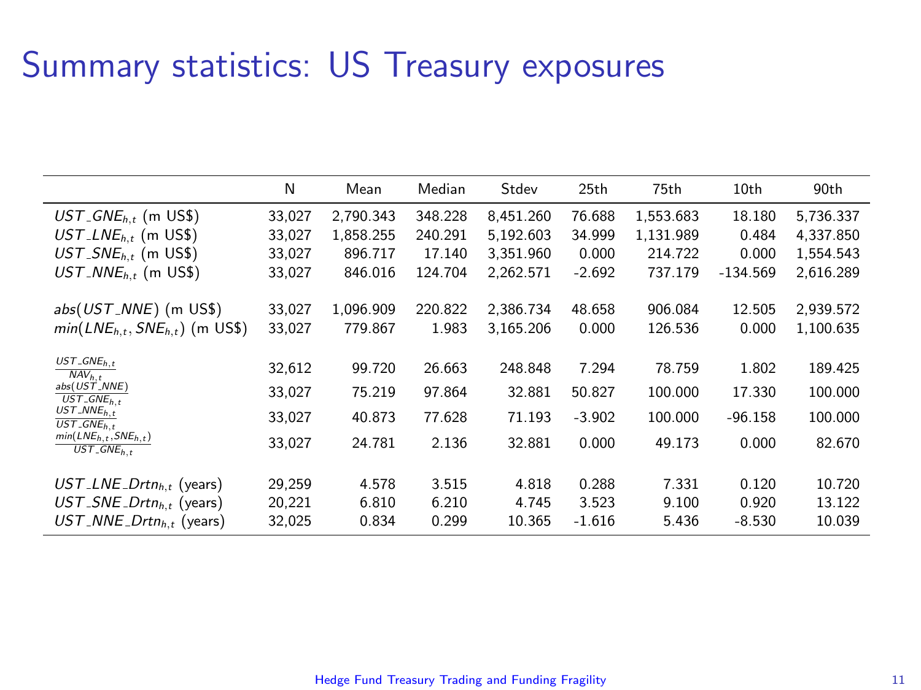# Summary statistics: US Treasury exposures

| | N | Mean | Median | Stdev | 25th | 75th | 10th | 90th |
|---|---|---|---|---|---|---|---|---|
| $UST\_GNE_{h,t}$ (m US$) | 33,027 | 2,790.343 | 348.228 | 8,451.260 | 76.688 | 1,553.683 | 18.180 | 5,736.337 |
| $UST\_LNE_{h,t}$ (m US$) | 33,027 | 1,858.255 | 240.291 | 5,192.603 | 34.999 | 1,131.989 | 0.484 | 4,337.850 |
| $UST\_SNE_{h,t}$ (m US$) | 33,027 | 896.717 | 17.140 | 3,351.960 | 0.000 | 214.722 | 0.000 | 1,554.543 |
| $UST\_NNE_{h,t}$ (m US$) | 33,027 | 846.016 | 124.704 | 2,262.571 | -2.692 | 737.179 | -134.569 | 2,616.289 |
| $abs(UST\_NNE)$ (m US$) | 33,027 | 1,096.909 | 220.822 | 2,386.734 | 48.658 | 906.084 | 12.505 | 2,939.572 |
| $min(LNE_{h,t}, SNE_{h,t})$ (m US$) | 33,027 | 779.867 | 1.983 | 3,165.206 | 0.000 | 126.536 | 0.000 | 1,100.635 |
| $\frac{UST\_GNE_{h,t}}{NAV_{h,t}}$ | 32,612 | 99.720 | 26.663 | 248.848 | 7.294 | 78.759 | 1.802 | 189.425 |
| $\frac{abs(UST\_NNE)}{UST\_GNE_{h,t}}$ | 33,027 | 75.219 | 97.864 | 32.881 | 50.827 | 100.000 | 17.330 | 100.000 |
| $\frac{UST\_NNE_{h,t}}{UST\_GNE_{h,t}}$ | 33,027 | 40.873 | 77.628 | 71.193 | -3.902 | 100.000 | -96.158 | 100.000 |
| $\frac{min(LNE_{h,t}, SNE_{h,t})}{UST\_GNE_{h,t}}$ | 33,027 | 24.781 | 2.136 | 32.881 | 0.000 | 49.173 | 0.000 | 82.670 |
| $UST\_LNE\_Drtn_{h,t}$ (years) | 29,259 | 4.578 | 3.515 | 4.818 | 0.288 | 7.331 | 0.120 | 10.720 |
| $UST\_SNE\_Drtn_{h,t}$ (years) | 20,221 | 6.810 | 6.210 | 4.745 | 3.523 | 9.100 | 0.920 | 13.122 |
| $UST\_NNE\_Drtn_{h,t}$ (years) | 32,025 | 0.834 | 0.299 | 10.365 | -1.616 | 5.436 | -8.530 | 10.039 |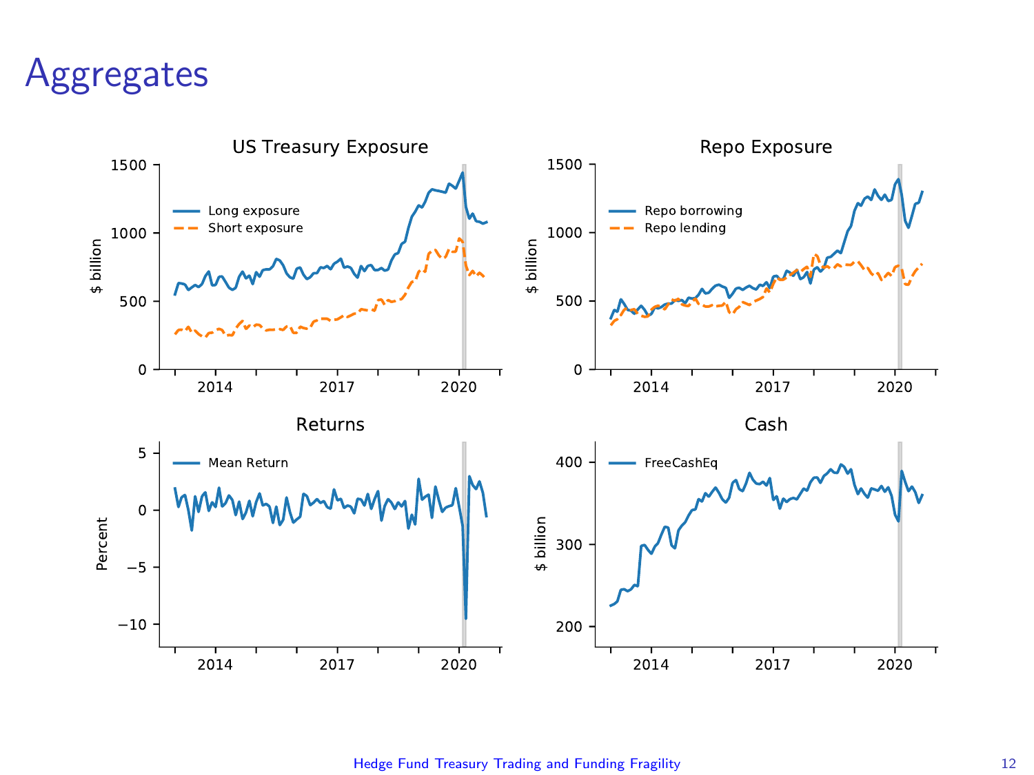# Aggregates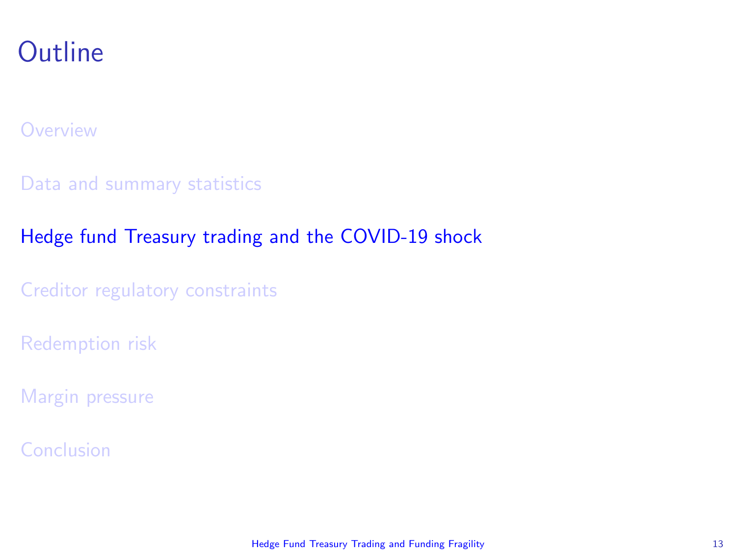# Outline

- Overview
- Data and summary statistics
- **Hedge fund Treasury trading and the COVID-19 shock**
- Creditor regulatory constraints
- Redemption risk
- Margin pressure
- Conclusion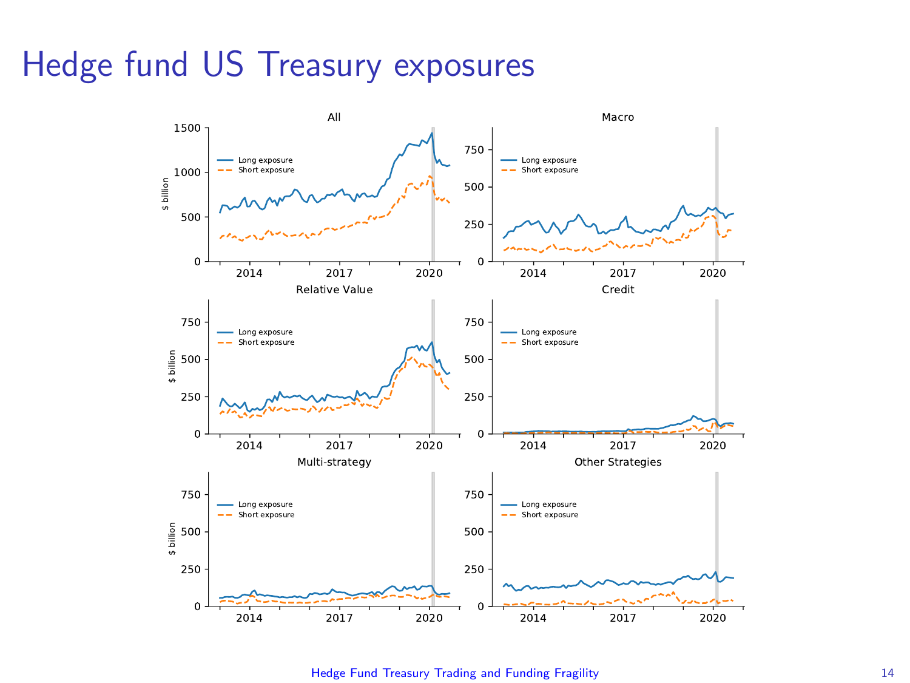# Hedge fund US Treasury exposures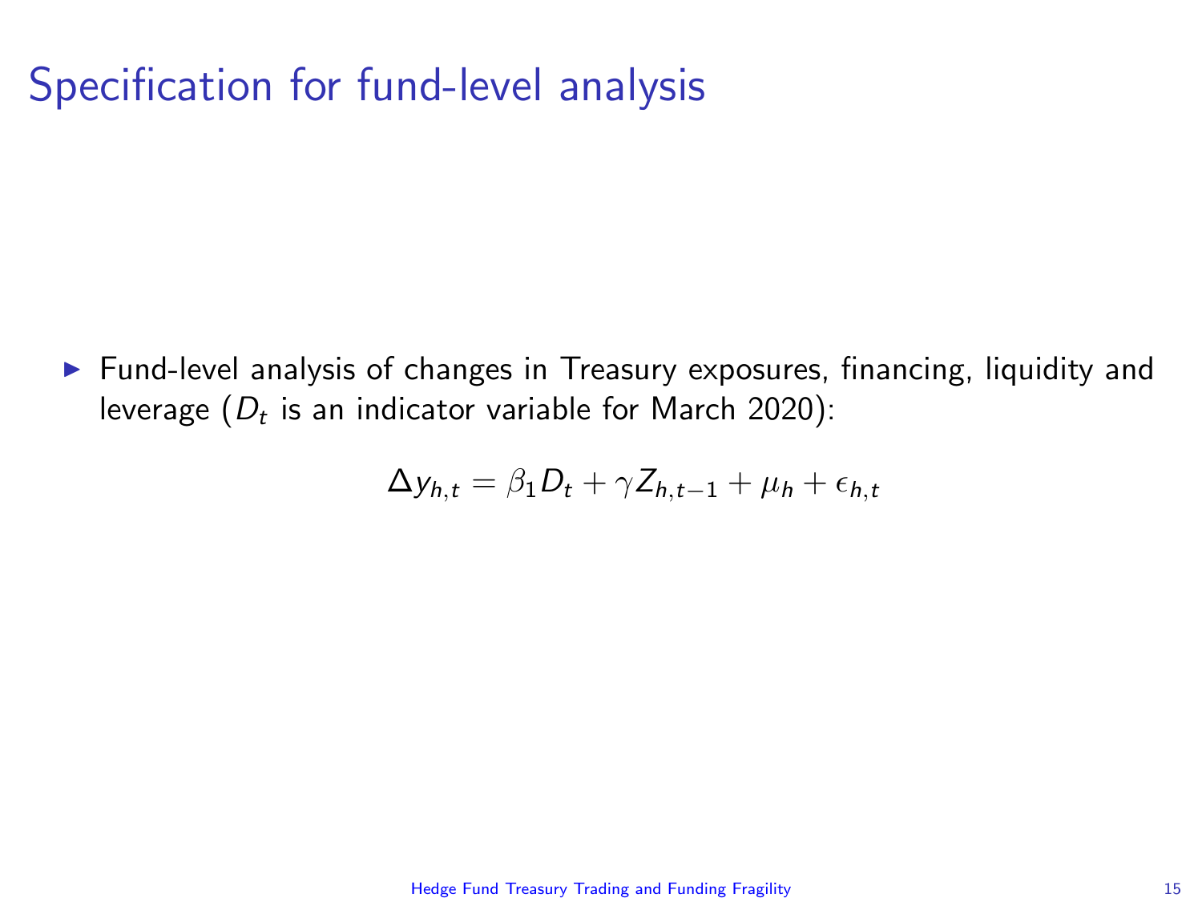# Specification for fund-level analysis

- Fund-level analysis of changes in Treasury exposures, financing, liquidity and leverage ($D_t$ is an indicator variable for March 2020):

$$\Delta y_{h,t} = \beta_1 D_t + \gamma Z_{h,t-1} + \mu_h + \epsilon_{h,t}$$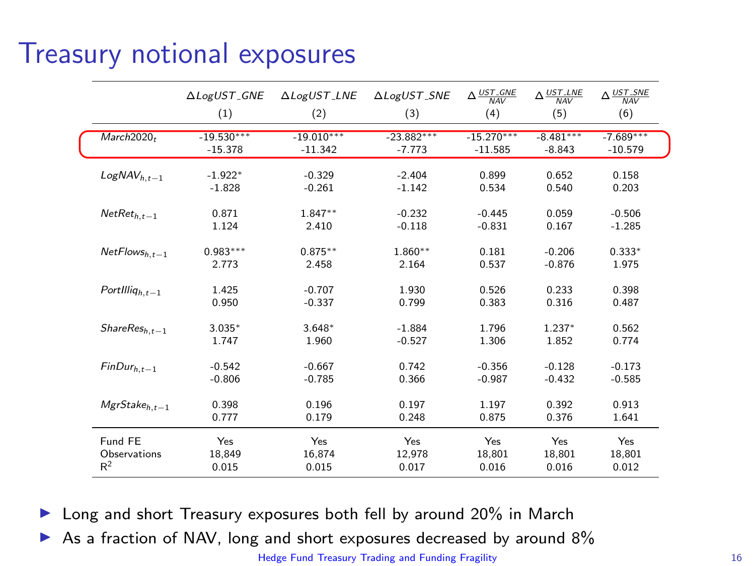# Treasury notional exposures

| | $\Delta LogUST\_GNE$ | $\Delta LogUST\_LNE$ | $\Delta LogUST\_SNE$ | $\Delta \frac{UST\_GNE}{NAV}$ | $\Delta \frac{UST\_LNE}{NAV}$ | $\Delta \frac{UST\_SNE}{NAV}$ |
|---|---|---|---|---|---|---|
| | (1) | (2) | (3) | (4) | (5) | (6) |
| $March2020_t$ | -19.530*** | -19.010*** | -23.882*** | -15.270*** | -8.481*** | -7.689*** |
| | -15.378 | -11.342 | -7.773 | -11.585 | -8.843 | -10.579 |
| $LogNAV_{h,t-1}$ | -1.922* | -0.329 | -2.404 | 0.899 | 0.652 | 0.158 |
| | -1.828 | -0.261 | -1.142 | 0.534 | 0.540 | 0.203 |
| $NetRet_{h,t-1}$ | 0.871 | 1.847** | -0.232 | -0.445 | 0.059 | -0.506 |
| | 1.124 | 2.410 | -0.118 | -0.831 | 0.167 | -1.285 |
| $NetFlows_{h,t-1}$ | 0.983*** | 0.875** | 1.860** | 0.181 | -0.206 | 0.333* |
| | 2.773 | 2.458 | 2.164 | 0.537 | -0.876 | 1.975 |
| $PortIlliq_{h,t-1}$ | 1.425 | -0.707 | 1.930 | 0.526 | 0.233 | 0.398 |
| | 0.950 | -0.337 | 0.799 | 0.383 | 0.316 | 0.487 |
| $ShareRes_{h,t-1}$ | 3.035* | 3.648* | -1.884 | 1.796 | 1.237* | 0.562 |
| | 1.747 | 1.960 | -0.527 | 1.306 | 1.852 | 0.774 |
| $FinDur_{h,t-1}$ | -0.542 | -0.667 | 0.742 | -0.356 | -0.128 | -0.173 |
| | -0.806 | -0.785 | 0.366 | -0.987 | -0.432 | -0.585 |
| $MgrStake_{h,t-1}$ | 0.398 | 0.196 | 0.197 | 1.197 | 0.392 | 0.913 |
| | 0.777 | 0.179 | 0.248 | 0.875 | 0.376 | 1.641 |
| Fund FE | Yes | Yes | Yes | Yes | Yes | Yes |
| Observations | 18,849 | 16,874 | 12,978 | 18,801 | 18,801 | 18,801 |
| $R^2$ | 0.015 | 0.015 | 0.017 | 0.016 | 0.016 | 0.012 |

- Long and short Treasury exposures both fell by around 20% in March
- As a fraction of NAV, long and short exposures decreased by around 8%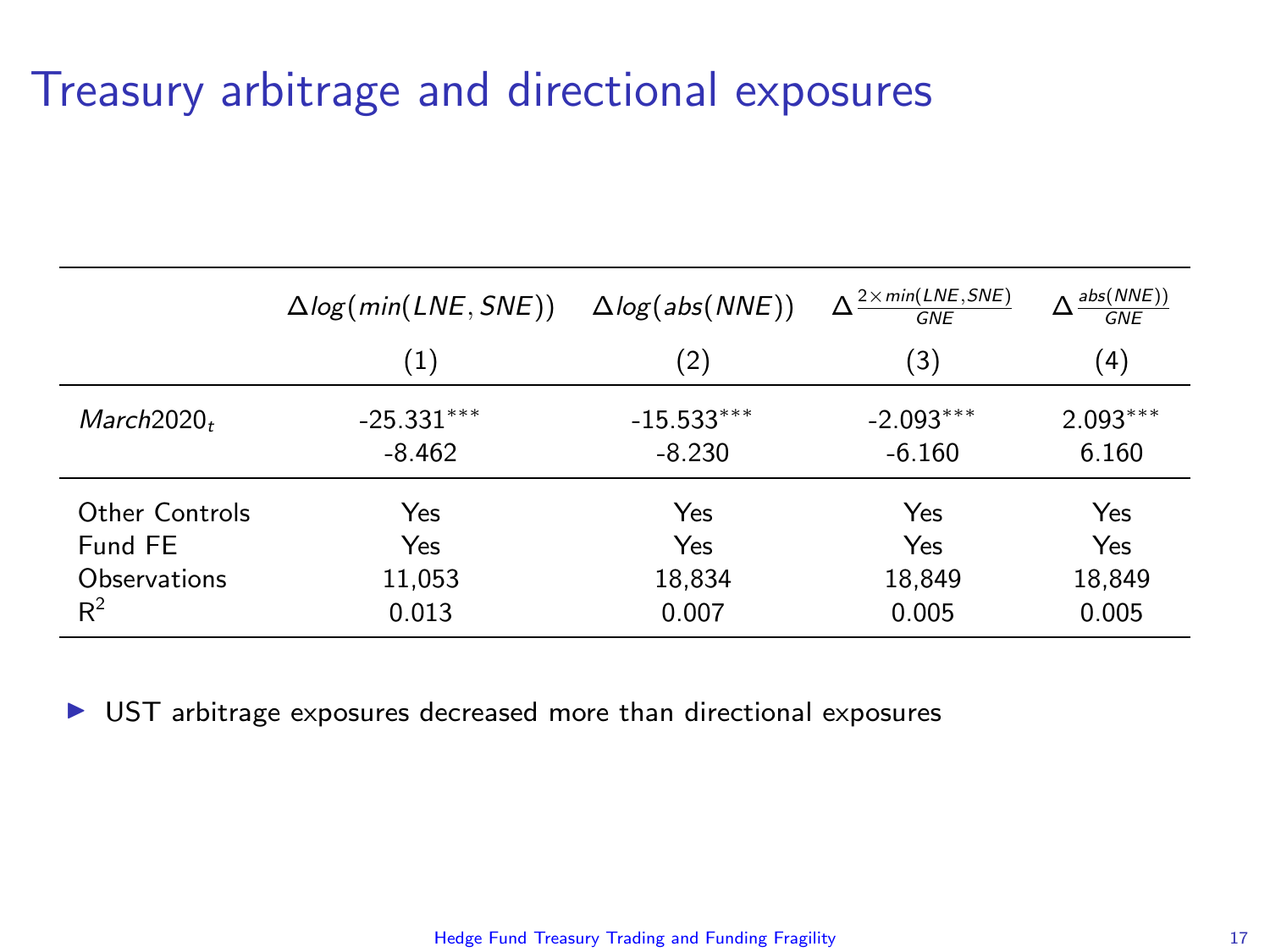# Treasury arbitrage and directional exposures

| | $\Delta log(min(LNE, SNE))$ | $\Delta log(abs(NNE))$ | $\Delta \frac{2 \times min(LNE,SNE)}{GNE}$ | $\Delta \frac{abs(NNE))}{GNE}$ |
|---|---|---|---|---|
| | (1) | (2) | (3) | (4) |
| $March2020_t$ | -25.331*** | -15.533*** | -2.093*** | 2.093*** |
| | -8.462 | -8.230 | -6.160 | 6.160 |
| Other Controls | Yes | Yes | Yes | Yes |
| Fund FE | Yes | Yes | Yes | Yes |
| Observations | 11,053 | 18,834 | 18,849 | 18,849 |
| $R^2$ | 0.013 | 0.007 | 0.005 | 0.005 |

- UST arbitrage exposures decreased more than directional exposures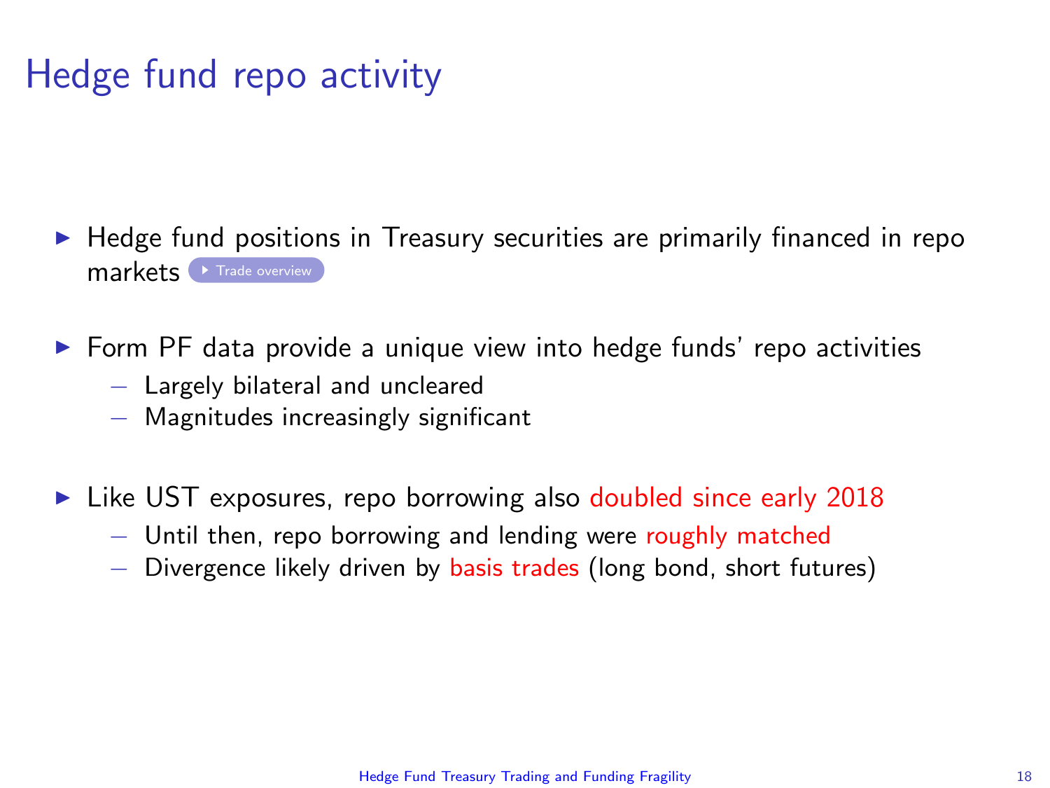# Hedge fund repo activity

- Hedge fund positions in Treasury securities are primarily financed in repo markets ▸ Trade overview
- Form PF data provide a unique view into hedge funds' repo activities
  - Largely bilateral and uncleared
  - Magnitudes increasingly significant
- Like UST exposures, repo borrowing also doubled since early 2018
  - Until then, repo borrowing and lending were roughly matched
  - Divergence likely driven by basis trades (long bond, short futures)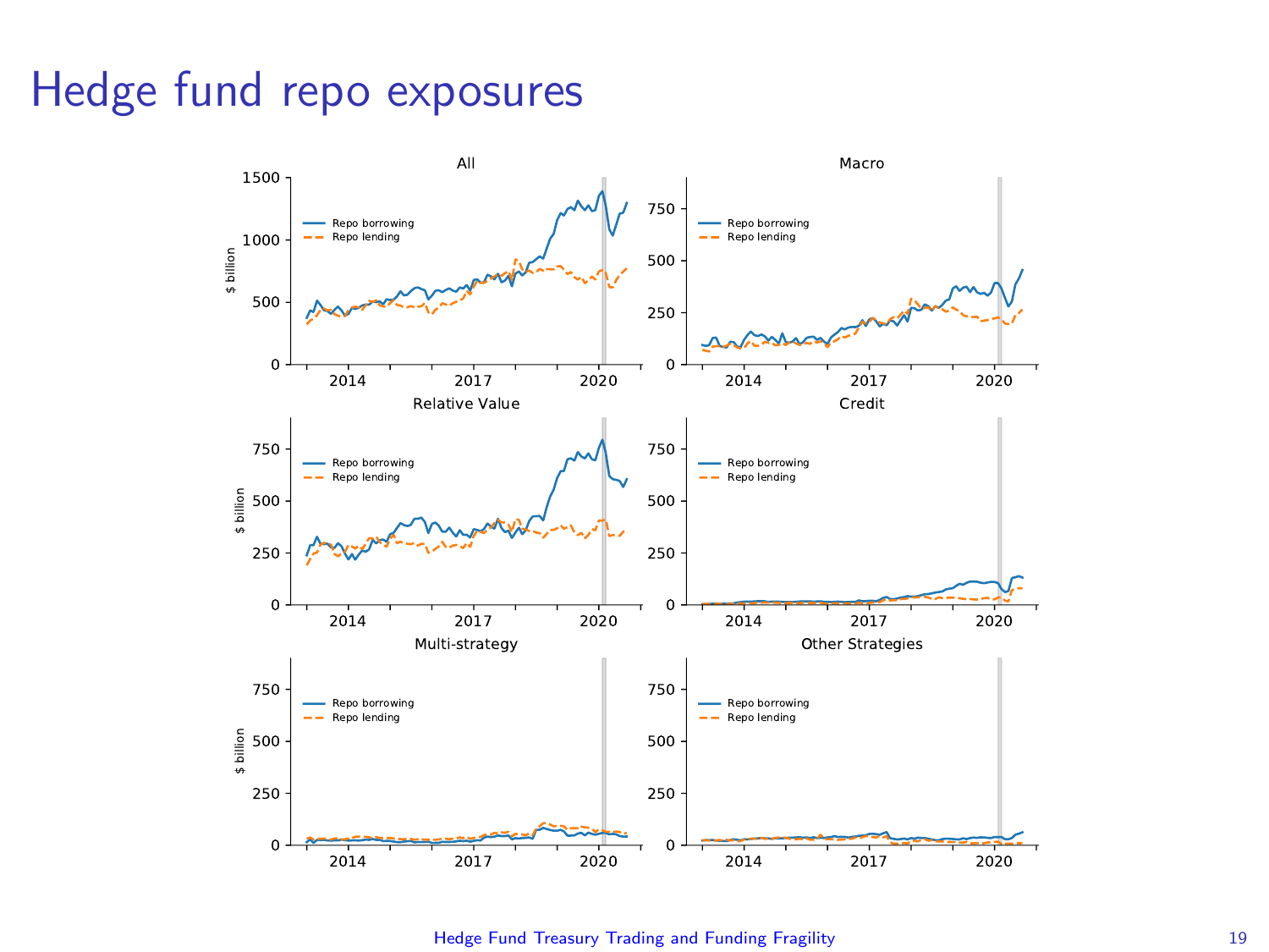# Hedge fund repo exposures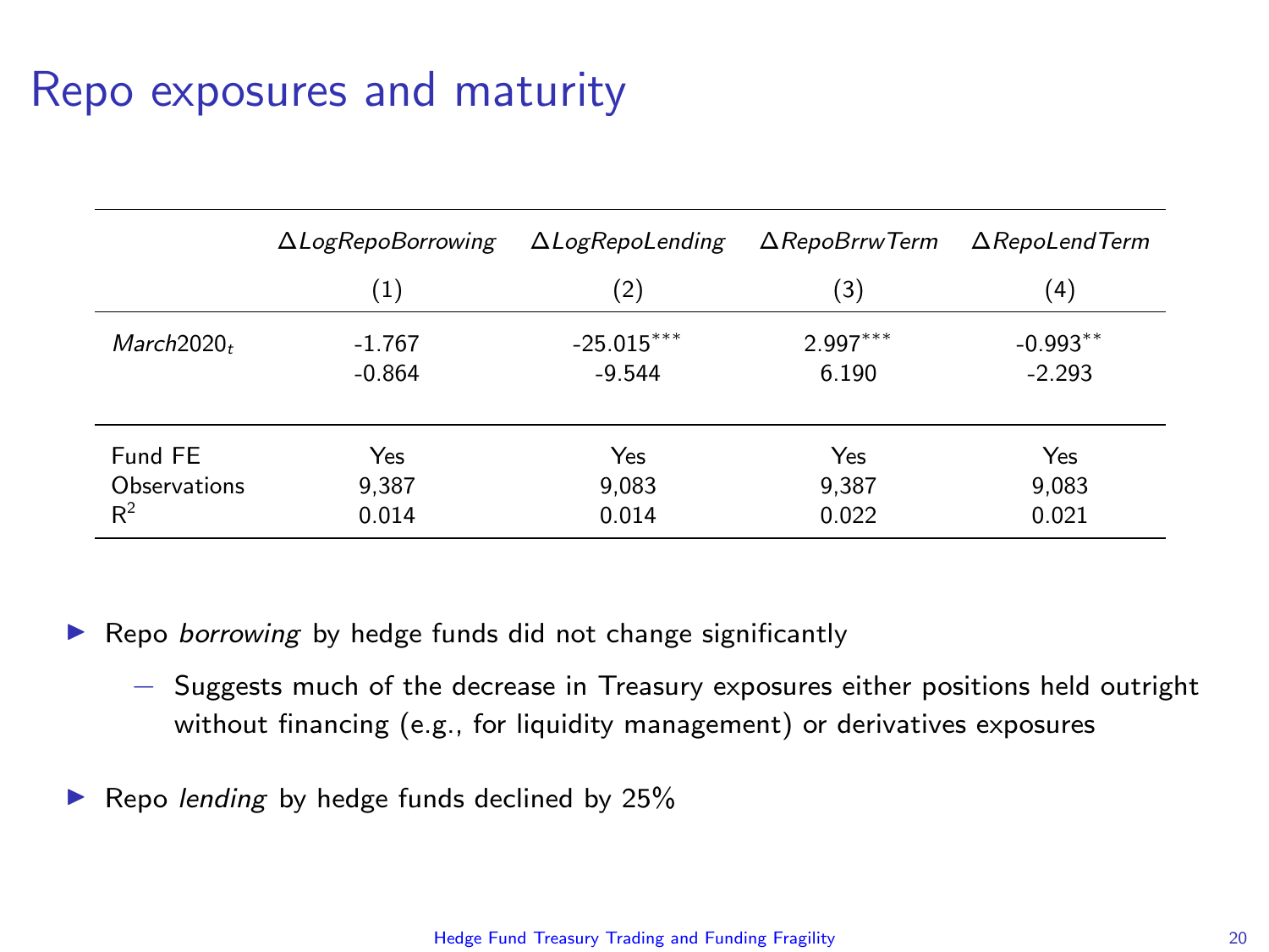# Repo exposures and maturity

| | $\Delta LogRepoBorrowing$ | $\Delta LogRepoLending$ | $\Delta RepoBrrwTerm$ | $\Delta RepoLendTerm$ |
|---|---|---|---|---|
| | (1) | (2) | (3) | (4) |
| $March2020_t$ | -1.767 | -25.015*** | 2.997*** | -0.993** |
| | -0.864 | -9.544 | 6.190 | -2.293 |
| Fund FE | Yes | Yes | Yes | Yes |
| Observations | 9,387 | 9,083 | 9,387 | 9,083 |
| $R^2$ | 0.014 | 0.014 | 0.022 | 0.021 |

- Repo *borrowing* by hedge funds did not change significantly
  - Suggests much of the decrease in Treasury exposures either positions held outright without financing (e.g., for liquidity management) or derivatives exposures
- Repo *lending* by hedge funds declined by 25%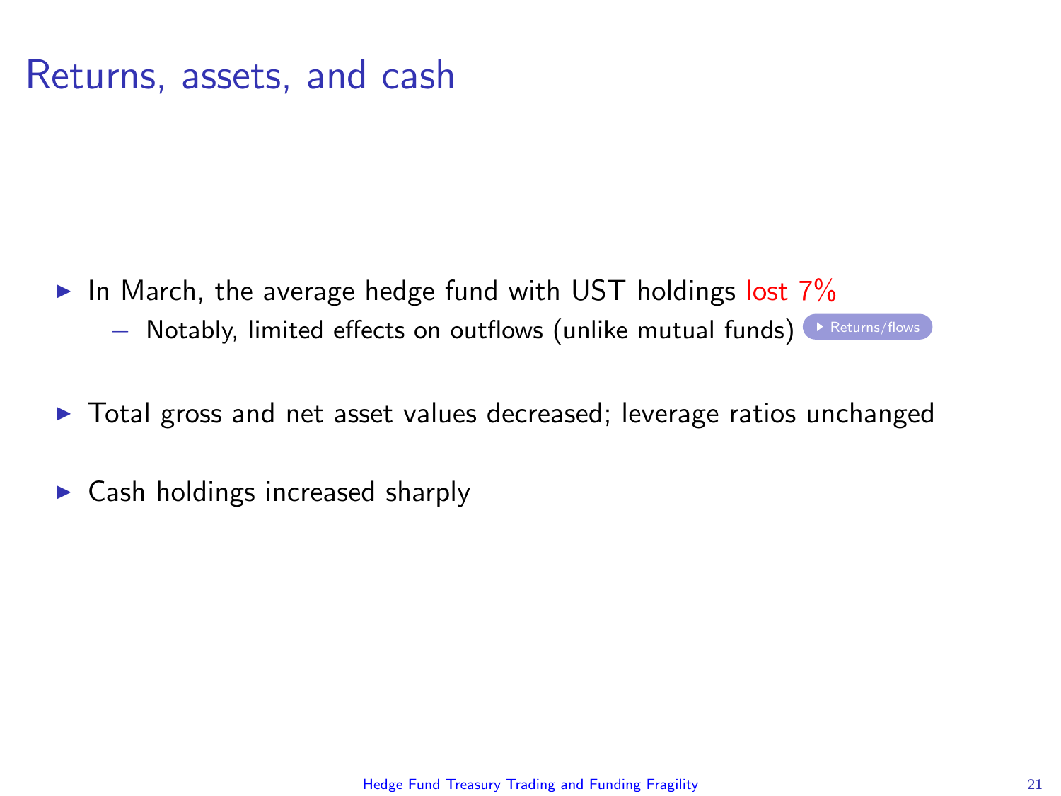# Returns, assets, and cash

- In March, the average hedge fund with UST holdings lost 7%
  - Notably, limited effects on outflows (unlike mutual funds) Returns/flows
- Total gross and net asset values decreased; leverage ratios unchanged
- Cash holdings increased sharply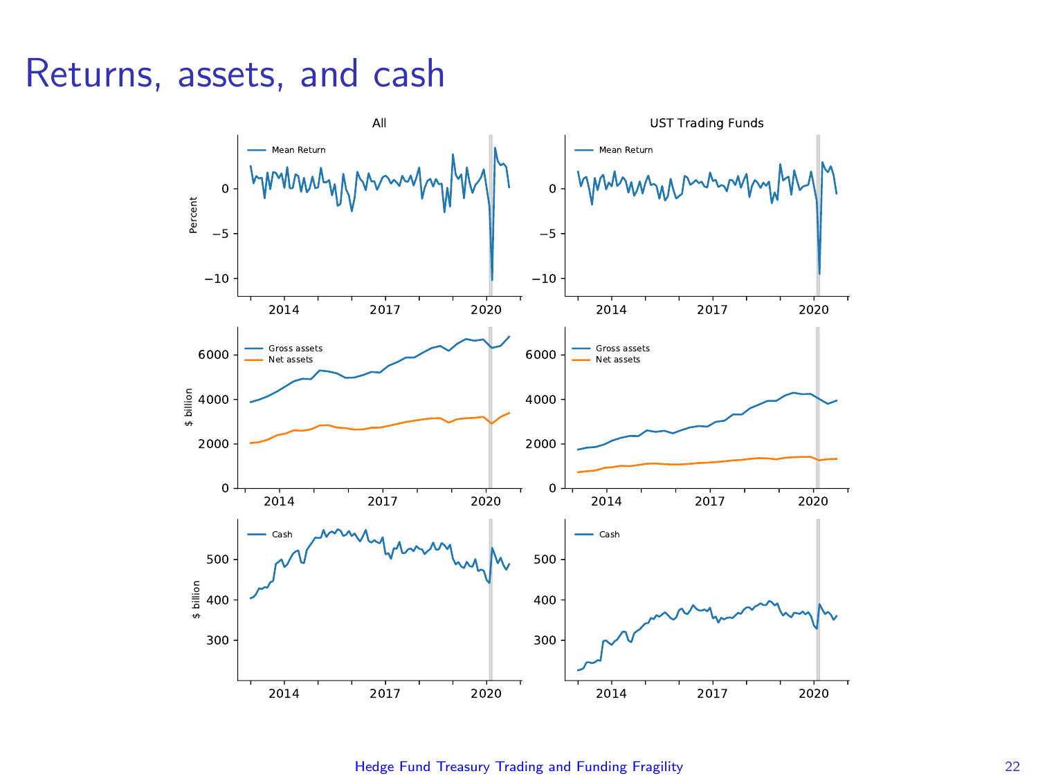# Returns, assets, and cash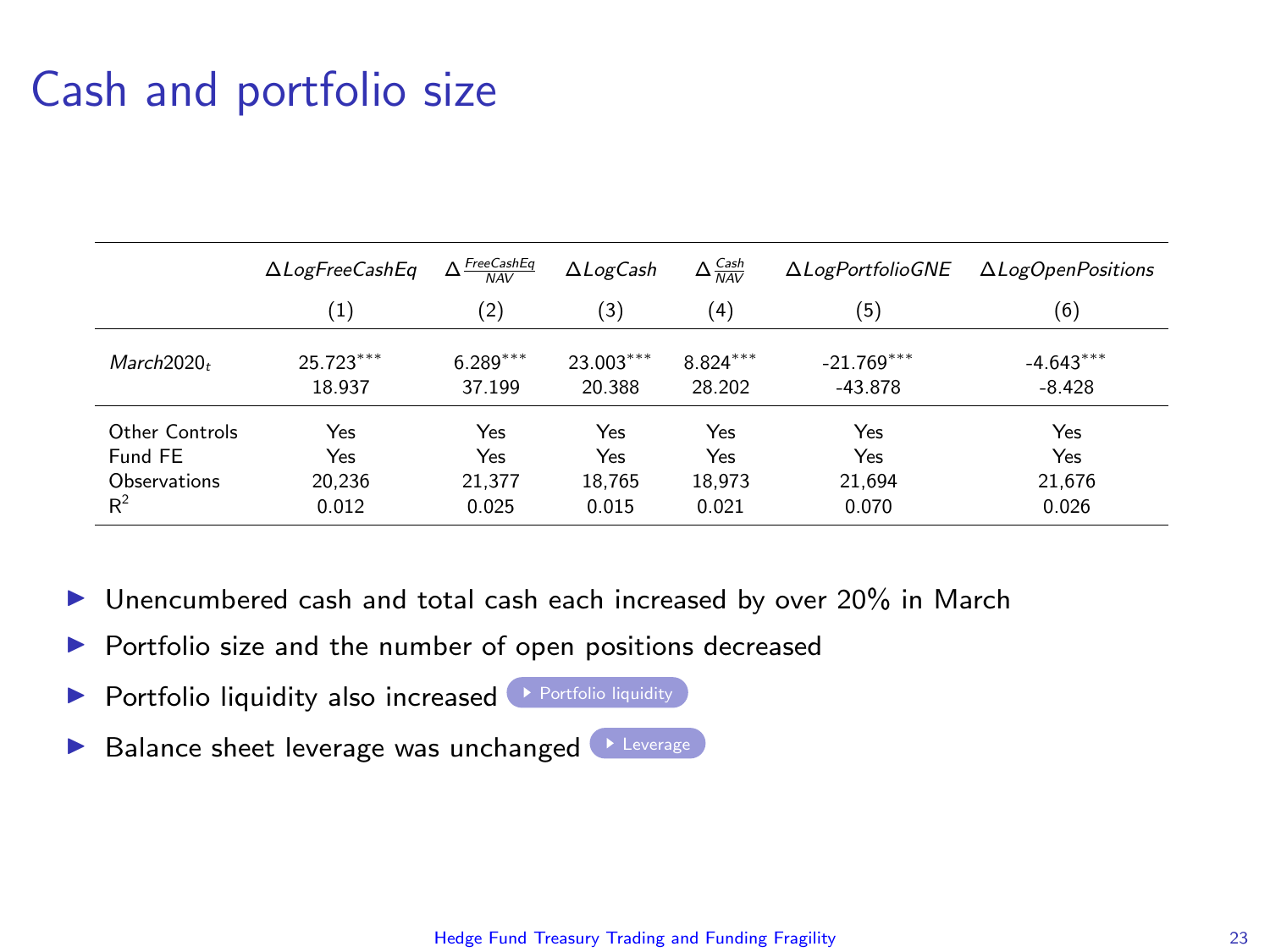# Cash and portfolio size

| | $\Delta LogFreeCashEq$ | $\Delta \frac{FreeCashEq}{NAV}$ | $\Delta LogCash$ | $\Delta \frac{Cash}{NAV}$ | $\Delta LogPortfolioGNE$ | $\Delta LogOpenPositions$ |
|---|---|---|---|---|---|---|
| | (1) | (2) | (3) | (4) | (5) | (6) |
| $March2020_t$ | 25.723*** | 6.289*** | 23.003*** | 8.824*** | -21.769*** | -4.643*** |
| | 18.937 | 37.199 | 20.388 | 28.202 | -43.878 | -8.428 |
| Other Controls | Yes | Yes | Yes | Yes | Yes | Yes |
| Fund FE | Yes | Yes | Yes | Yes | Yes | Yes |
| Observations | 20,236 | 21,377 | 18,765 | 18,973 | 21,694 | 21,676 |
| $R^2$ | 0.012 | 0.025 | 0.015 | 0.021 | 0.070 | 0.026 |

- Unencumbered cash and total cash each increased by over 20% in March
- Portfolio size and the number of open positions decreased
- Portfolio liquidity also increased [Portfolio liquidity]
- Balance sheet leverage was unchanged [Leverage]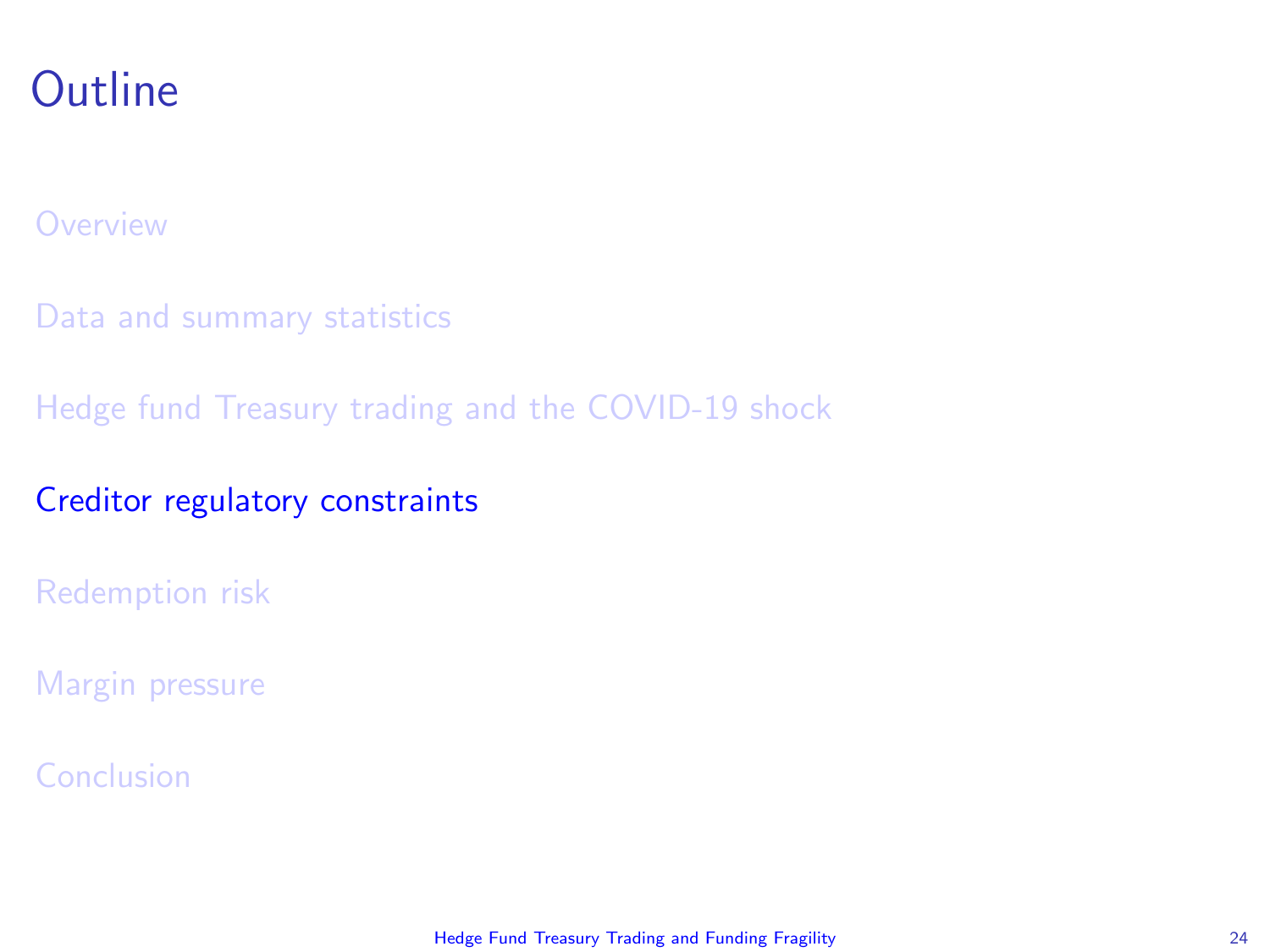# Outline

- Overview
- Data and summary statistics
- Hedge fund Treasury trading and the COVID-19 shock
- **Creditor regulatory constraints**
- Redemption risk
- Margin pressure
- Conclusion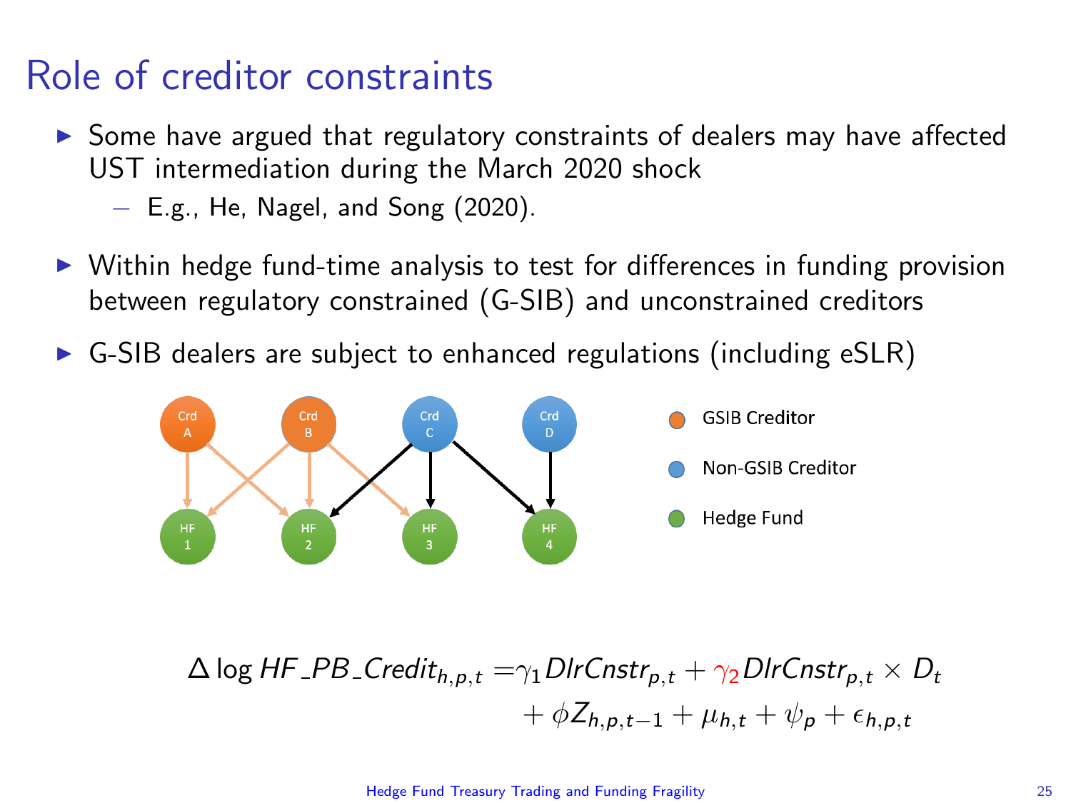# Role of creditor constraints

- Some have argued that regulatory constraints of dealers may have affected UST intermediation during the March 2020 shock
  - E.g., He, Nagel, and Song (2020).
- Within hedge fund-time analysis to test for differences in funding provision between regulatory constrained (G-SIB) and unconstrained creditors
- G-SIB dealers are subject to enhanced regulations (including eSLR)

$$\Delta \log HF\_PB\_Credit_{h,p,t} = \gamma_1 DlrCnstr_{p,t} + \gamma_2 DlrCnstr_{p,t} \times D_t + \phi Z_{h,p,t-1} + \mu_{h,t} + \psi_p + \epsilon_{h,p,t}$$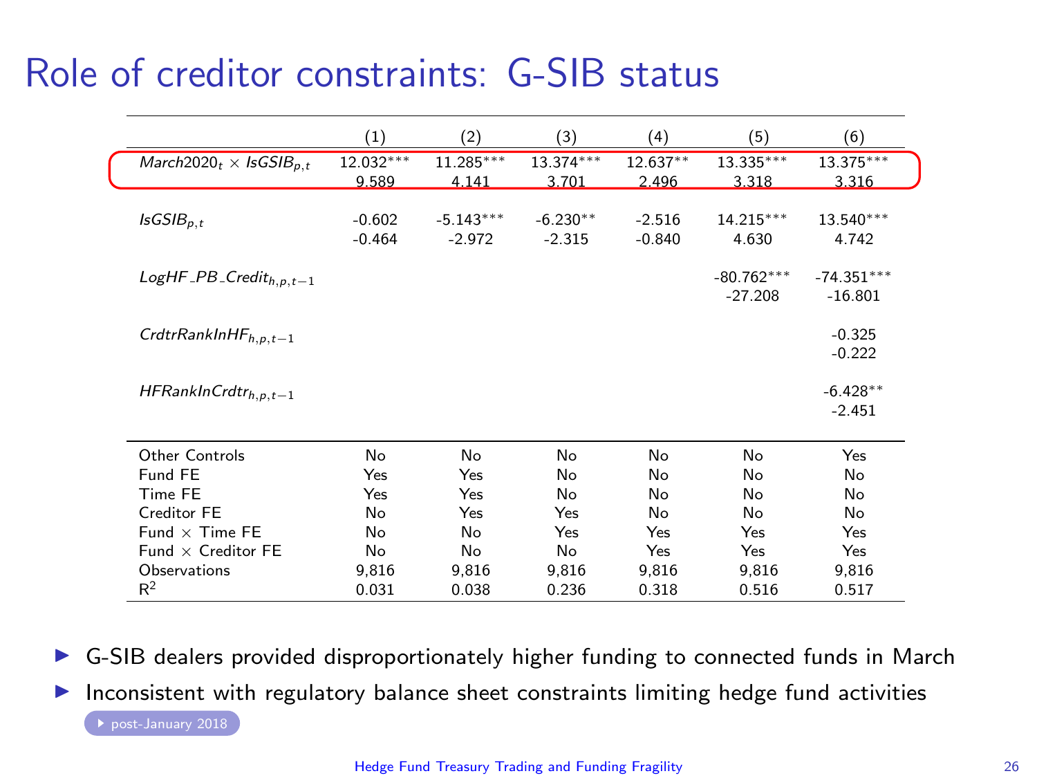# Role of creditor constraints: G-SIB status

| | (1) | (2) | (3) | (4) | (5) | (6) |
|---|---|---|---|---|---|---|
| $March2020_t \times IsGSIB_{p,t}$ | 12.032*** | 11.285*** | 13.374*** | 12.637** | 13.335*** | 13.375*** |
| | 9.589 | 4.141 | 3.701 | 2.496 | 3.318 | 3.316 |
| $IsGSIB_{p,t}$ | -0.602 | -5.143*** | -6.230** | -2.516 | 14.215*** | 13.540*** |
| | -0.464 | -2.972 | -2.315 | -0.840 | 4.630 | 4.742 |
| $LogHF\_PB\_Credit_{h,p,t-1}$ | | | | | -80.762*** | -74.351*** |
| | | | | | -27.208 | -16.801 |
| $CrdtrRankInHF_{h,p,t-1}$ | | | | | | -0.325 |
| | | | | | | -0.222 |
| $HFRankInCrdtr_{h,p,t-1}$ | | | | | | -6.428** |
| | | | | | | -2.451 |
| Other Controls | No | No | No | No | No | Yes |
| Fund FE | Yes | Yes | No | No | No | No |
| Time FE | Yes | Yes | No | No | No | No |
| Creditor FE | No | Yes | Yes | No | No | No |
| Fund × Time FE | No | No | Yes | Yes | Yes | Yes |
| Fund × Creditor FE | No | No | No | Yes | Yes | Yes |
| Observations | 9,816 | 9,816 | 9,816 | 9,816 | 9,816 | 9,816 |
| $R^2$ | 0.031 | 0.038 | 0.236 | 0.318 | 0.516 | 0.517 |

- G-SIB dealers provided disproportionately higher funding to connected funds in March
- Inconsistent with regulatory balance sheet constraints limiting hedge fund activities

▸ post-January 2018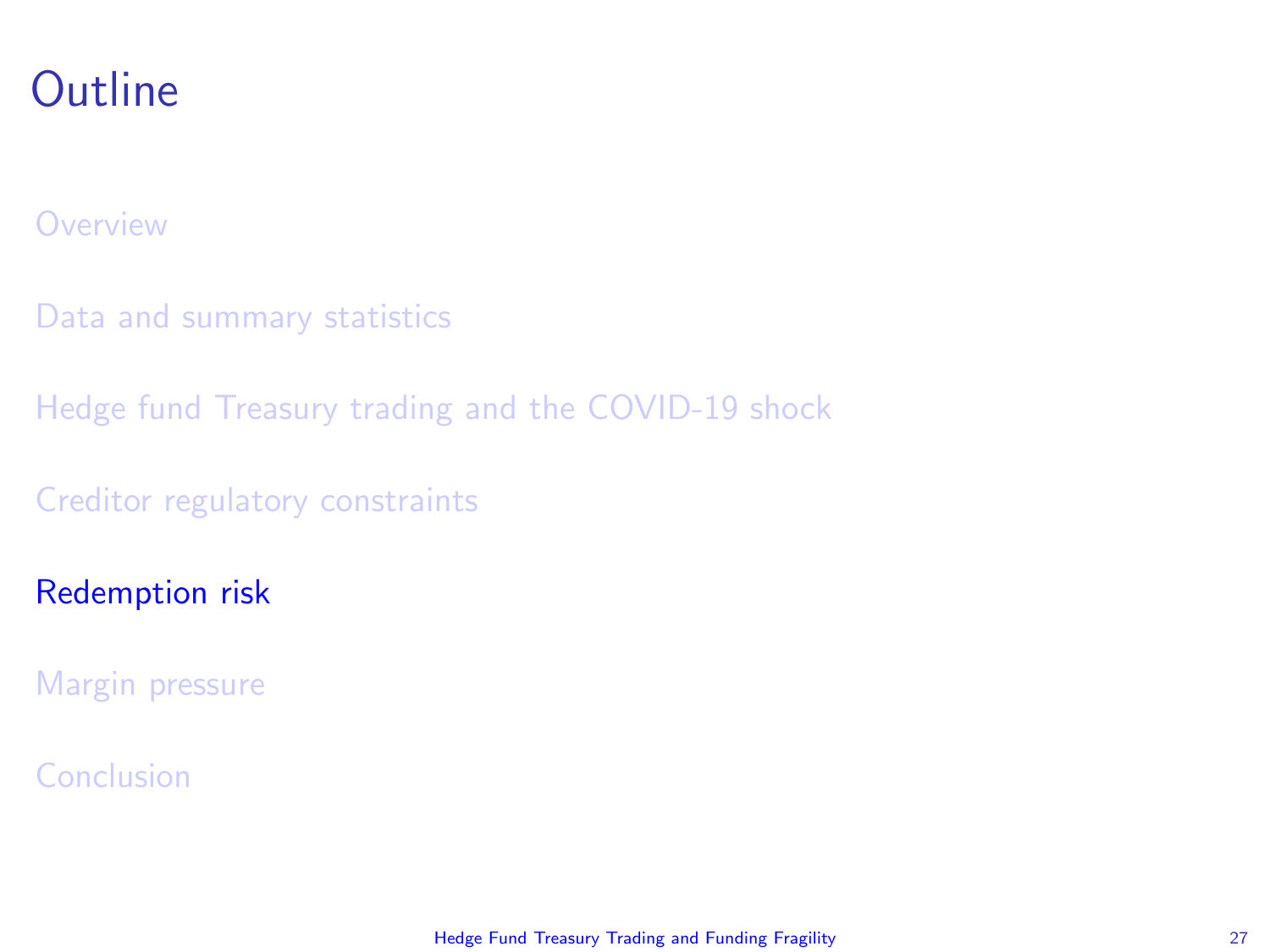# Outline

Overview

Data and summary statistics

Hedge fund Treasury trading and the COVID-19 shock

Creditor regulatory constraints

**Redemption risk**

Margin pressure

Conclusion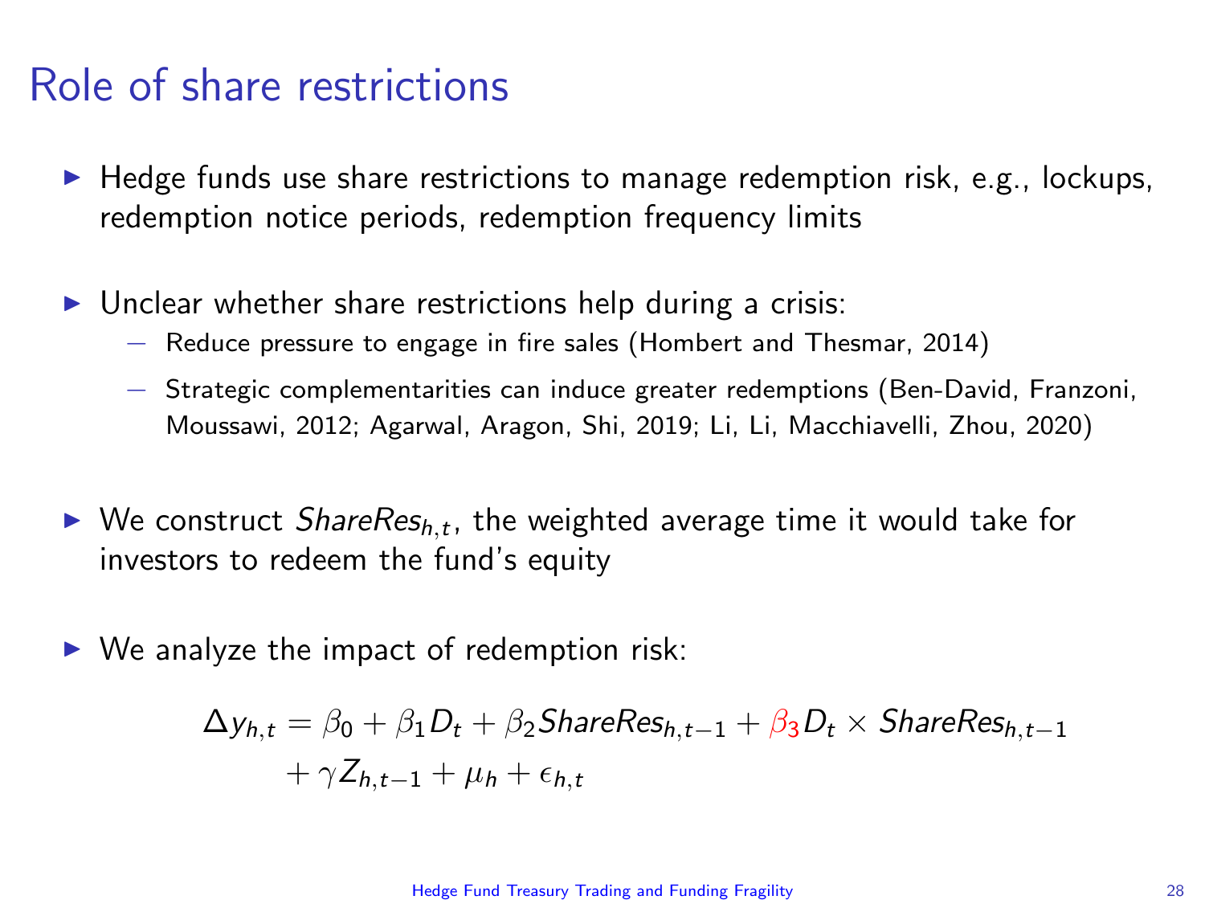# Role of share restrictions

- Hedge funds use share restrictions to manage redemption risk, e.g., lockups, redemption notice periods, redemption frequency limits
- Unclear whether share restrictions help during a crisis:
  - Reduce pressure to engage in fire sales (Hombert and Thesmar, 2014)
  - Strategic complementarities can induce greater redemptions (Ben-David, Franzoni, Moussawi, 2012; Agarwal, Aragon, Shi, 2019; Li, Li, Macchiavelli, Zhou, 2020)
- We construct $ShareRes_{h,t}$, the weighted average time it would take for investors to redeem the fund's equity
- We analyze the impact of redemption risk:

$$\Delta y_{h,t} = \beta_0 + \beta_1 D_t + \beta_2 ShareRes_{h,t-1} + \beta_3 D_t \times ShareRes_{h,t-1} + \gamma Z_{h,t-1} + \mu_h + \epsilon_{h,t}$$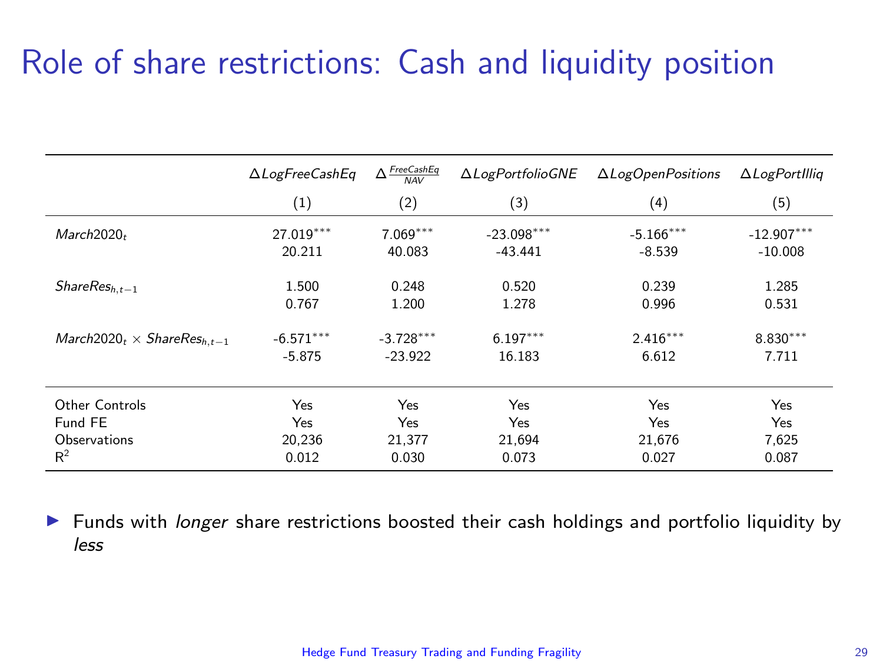# Role of share restrictions: Cash and liquidity position

| | $\Delta LogFreeCashEq$ | $\Delta \frac{FreeCashEq}{NAV}$ | $\Delta LogPortfolioGNE$ | $\Delta LogOpenPositions$ | $\Delta LogPortIlliq$ |
|---|---|---|---|---|---|
| | (1) | (2) | (3) | (4) | (5) |
| $March2020_t$ | 27.019*** | 7.069*** | -23.098*** | -5.166*** | -12.907*** |
| | 20.211 | 40.083 | -43.441 | -8.539 | -10.008 |
| $ShareRes_{h,t-1}$ | 1.500 | 0.248 | 0.520 | 0.239 | 1.285 |
| | 0.767 | 1.200 | 1.278 | 0.996 | 0.531 |
| $March2020_t \times ShareRes_{h,t-1}$ | -6.571*** | -3.728*** | 6.197*** | 2.416*** | 8.830*** |
| | -5.875 | -23.922 | 16.183 | 6.612 | 7.711 |
| Other Controls | Yes | Yes | Yes | Yes | Yes |
| Fund FE | Yes | Yes | Yes | Yes | Yes |
| Observations | 20,236 | 21,377 | 21,694 | 21,676 | 7,625 |
| $R^2$ | 0.012 | 0.030 | 0.073 | 0.027 | 0.087 |

- Funds with *longer* share restrictions boosted their cash holdings and portfolio liquidity by *less*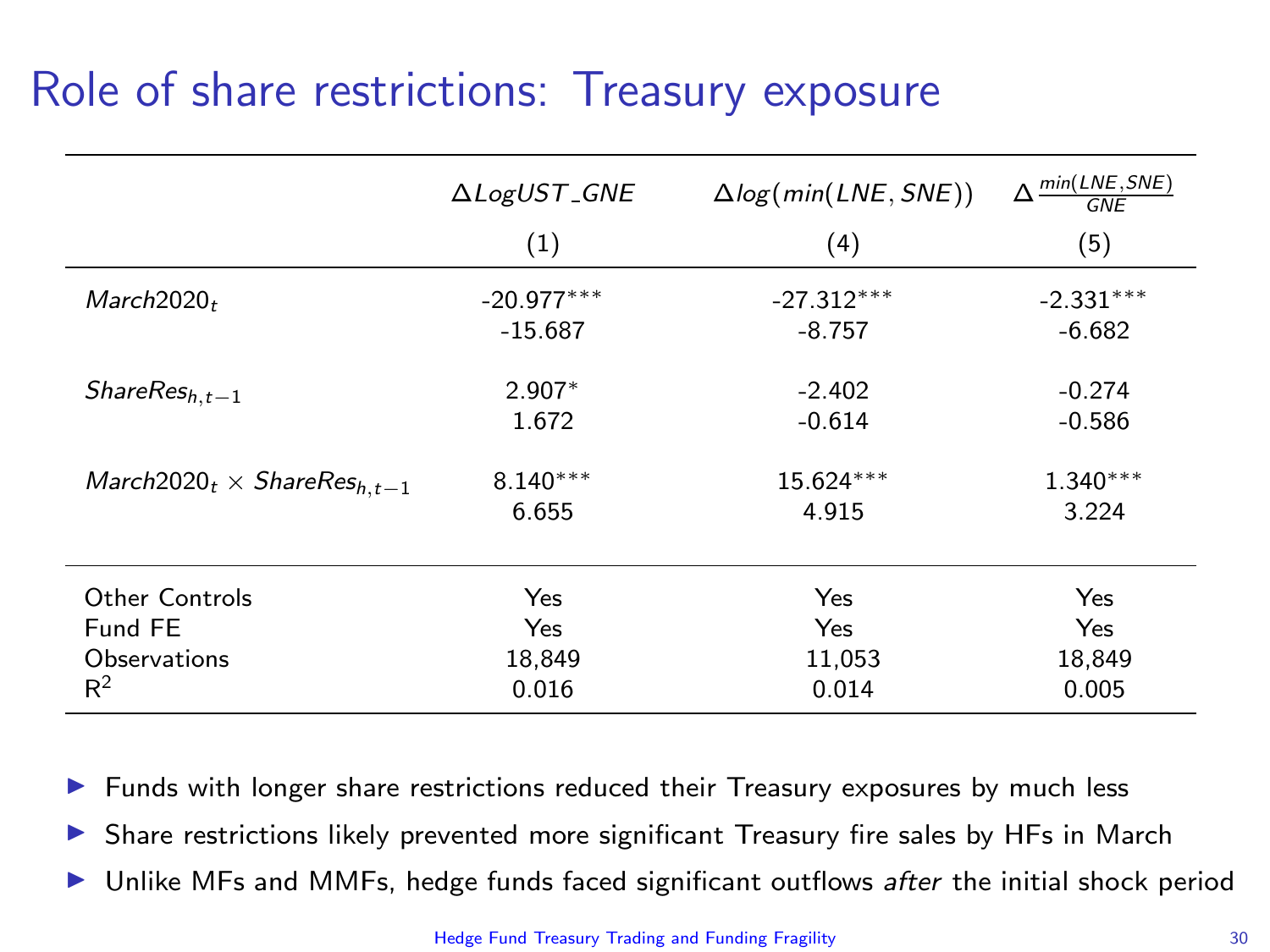# Role of share restrictions: Treasury exposure

| | $\Delta LogUST\_GNE$ | $\Delta log(min(LNE, SNE))$ | $\Delta \frac{min(LNE,SNE)}{GNE}$ |
|---|---|---|---|
| | (1) | (4) | (5) |
| $March2020_t$ | -20.977*** | -27.312*** | -2.331*** |
| | -15.687 | -8.757 | -6.682 |
| $ShareRes_{h,t-1}$ | 2.907* | -2.402 | -0.274 |
| | 1.672 | -0.614 | -0.586 |
| $March2020_t \times ShareRes_{h,t-1}$ | 8.140*** | 15.624*** | 1.340*** |
| | 6.655 | 4.915 | 3.224 |
| Other Controls | Yes | Yes | Yes |
| Fund FE | Yes | Yes | Yes |
| Observations | 18,849 | 11,053 | 18,849 |
| $R^2$ | 0.016 | 0.014 | 0.005 |

- Funds with longer share restrictions reduced their Treasury exposures by much less
- Share restrictions likely prevented more significant Treasury fire sales by HFs in March
- Unlike MFs and MMFs, hedge funds faced significant outflows *after* the initial shock period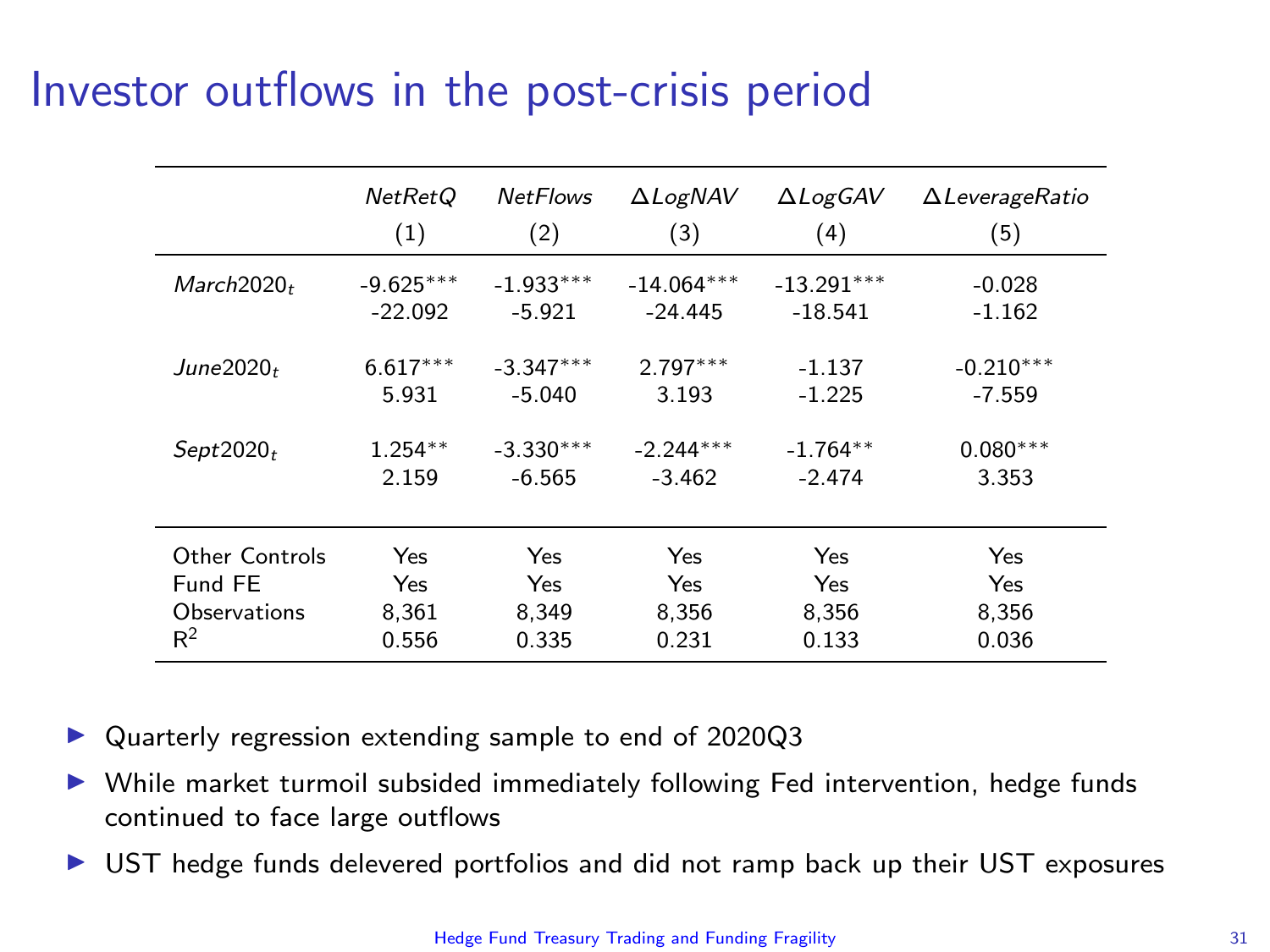# Investor outflows in the post-crisis period

| | *NetRetQ* | *NetFlows* | $\Delta$*LogNAV* | $\Delta$*LogGAV* | $\Delta$*LeverageRatio* |
|---|---|---|---|---|---|
| | (1) | (2) | (3) | (4) | (5) |
| $March2020_t$ | -9.625*** | -1.933*** | -14.064*** | -13.291*** | -0.028 |
| | -22.092 | -5.921 | -24.445 | -18.541 | -1.162 |
| $June2020_t$ | 6.617*** | -3.347*** | 2.797*** | -1.137 | -0.210*** |
| | 5.931 | -5.040 | 3.193 | -1.225 | -7.559 |
| $Sept2020_t$ | 1.254** | -3.330*** | -2.244*** | -1.764** | 0.080*** |
| | 2.159 | -6.565 | -3.462 | -2.474 | 3.353 |
| Other Controls | Yes | Yes | Yes | Yes | Yes |
| Fund FE | Yes | Yes | Yes | Yes | Yes |
| Observations | 8,361 | 8,349 | 8,356 | 8,356 | 8,356 |
| $R^2$ | 0.556 | 0.335 | 0.231 | 0.133 | 0.036 |

- Quarterly regression extending sample to end of 2020Q3
- While market turmoil subsided immediately following Fed intervention, hedge funds continued to face large outflows
- UST hedge funds delevered portfolios and did not ramp back up their UST exposures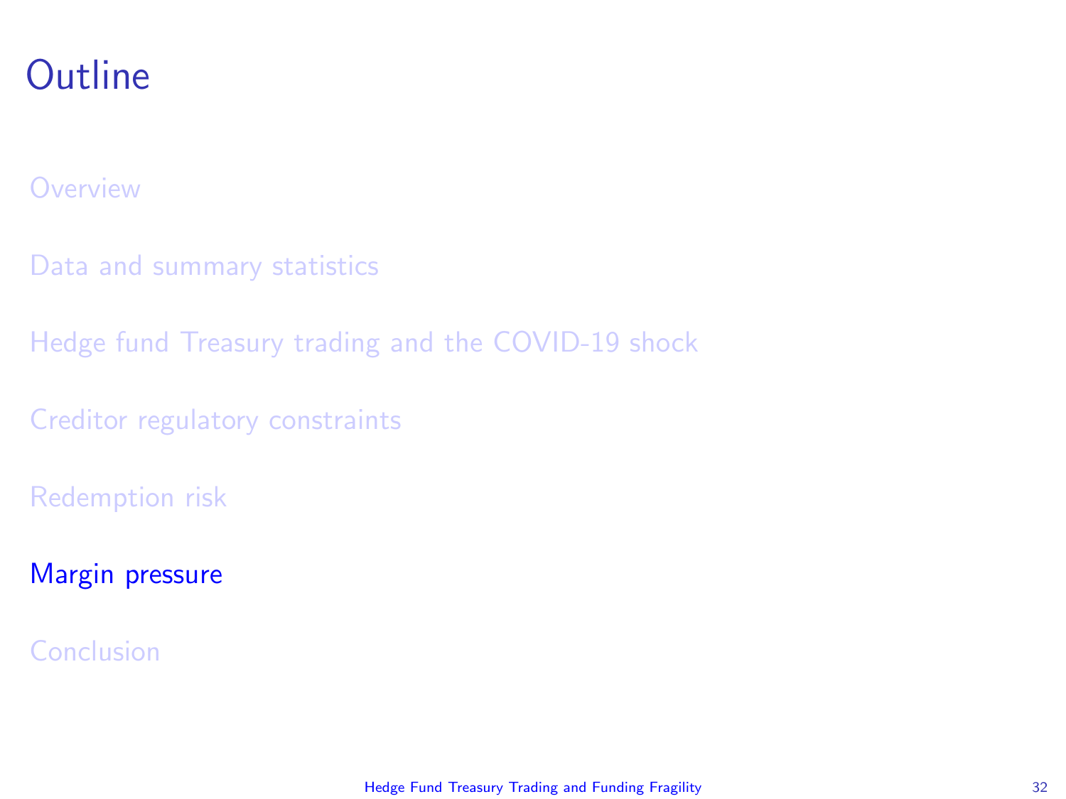# Outline

- Overview
- Data and summary statistics
- Hedge fund Treasury trading and the COVID-19 shock
- Creditor regulatory constraints
- Redemption risk
- **Margin pressure**
- Conclusion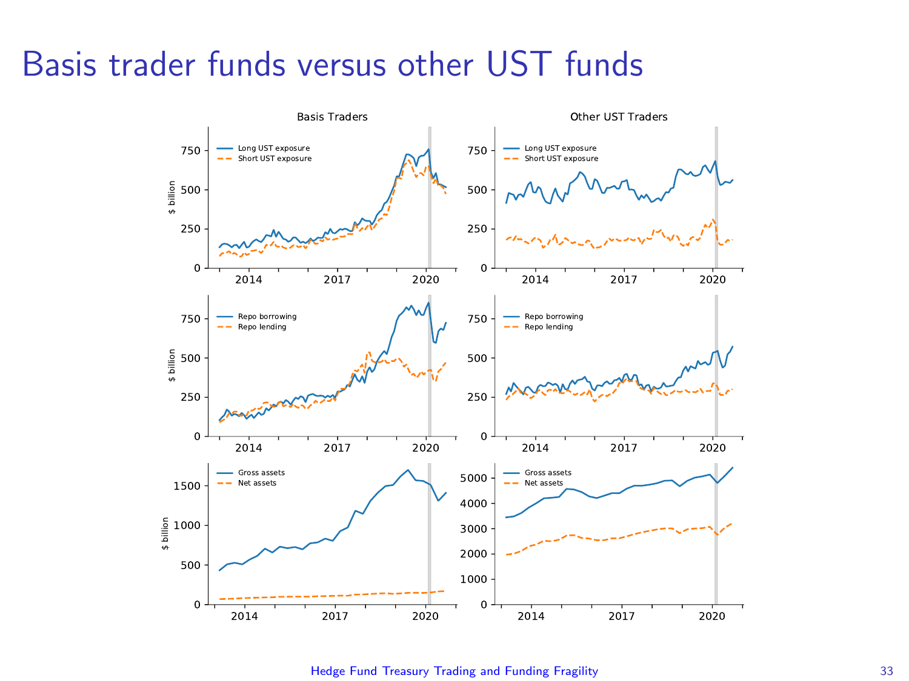# Basis trader funds versus other UST funds

Basis Traders

Other UST Traders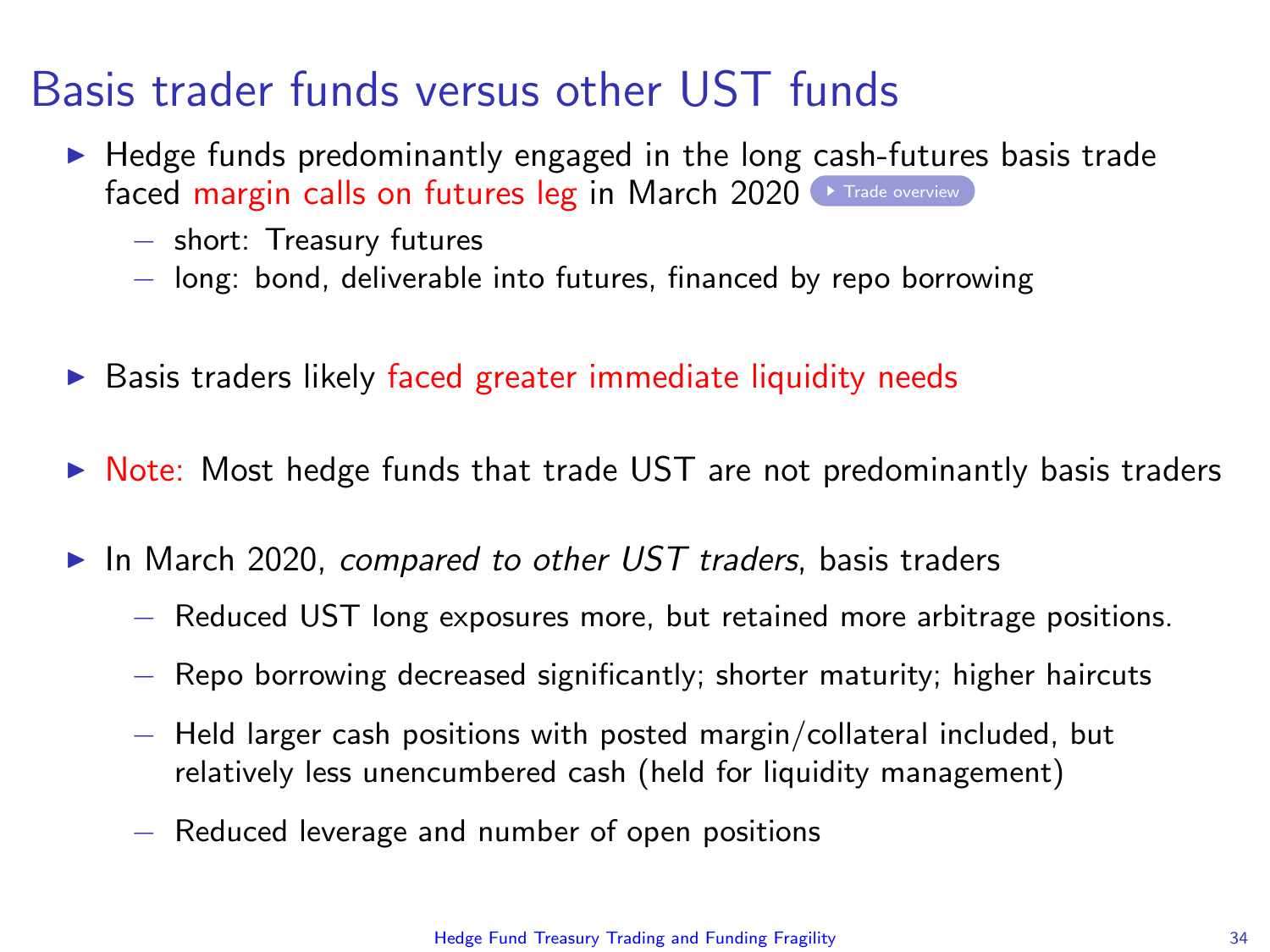# Basis trader funds versus other UST funds

- Hedge funds predominantly engaged in the long cash-futures basis trade faced margin calls on futures leg in March 2020 Trade overview
  - short: Treasury futures
  - long: bond, deliverable into futures, financed by repo borrowing

- Basis traders likely faced greater immediate liquidity needs

- Note: Most hedge funds that trade UST are not predominantly basis traders

- In March 2020, *compared to other UST traders*, basis traders
  - Reduced UST long exposures more, but retained more arbitrage positions.
  - Repo borrowing decreased significantly; shorter maturity; higher haircuts
  - Held larger cash positions with posted margin/collateral included, but relatively less unencumbered cash (held for liquidity management)
  - Reduced leverage and number of open positions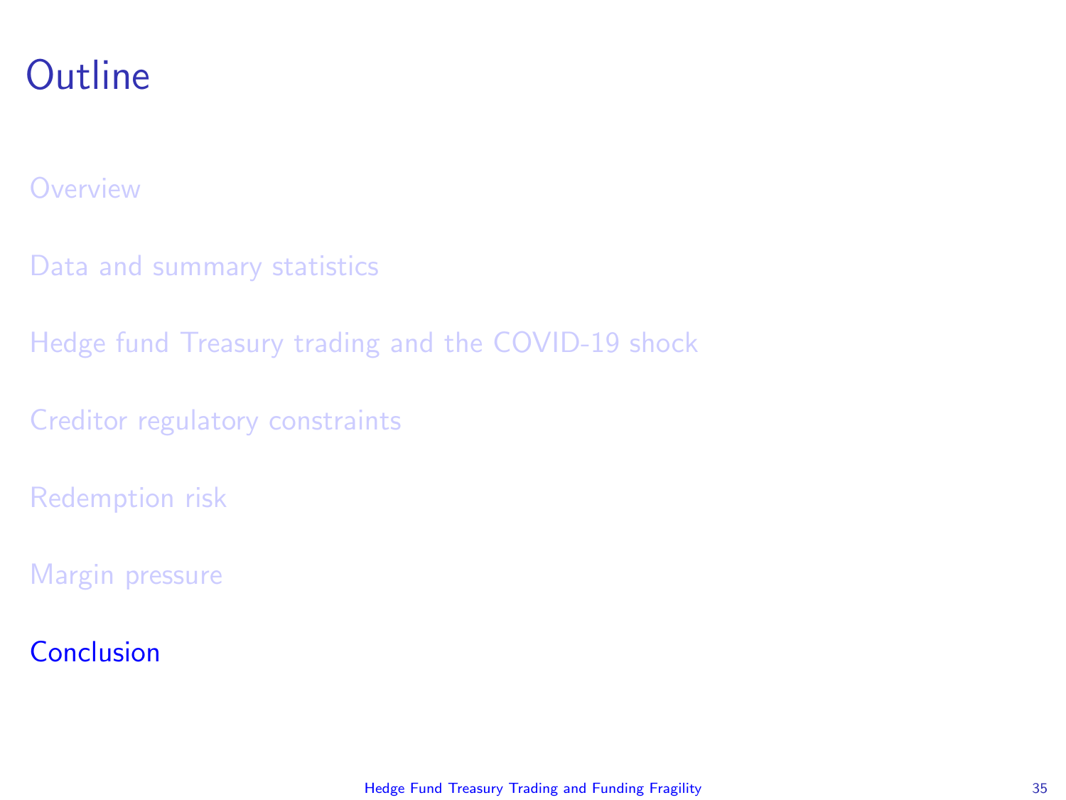# Outline

Overview

Data and summary statistics

Hedge fund Treasury trading and the COVID-19 shock

Creditor regulatory constraints

Redemption risk

Margin pressure

Conclusion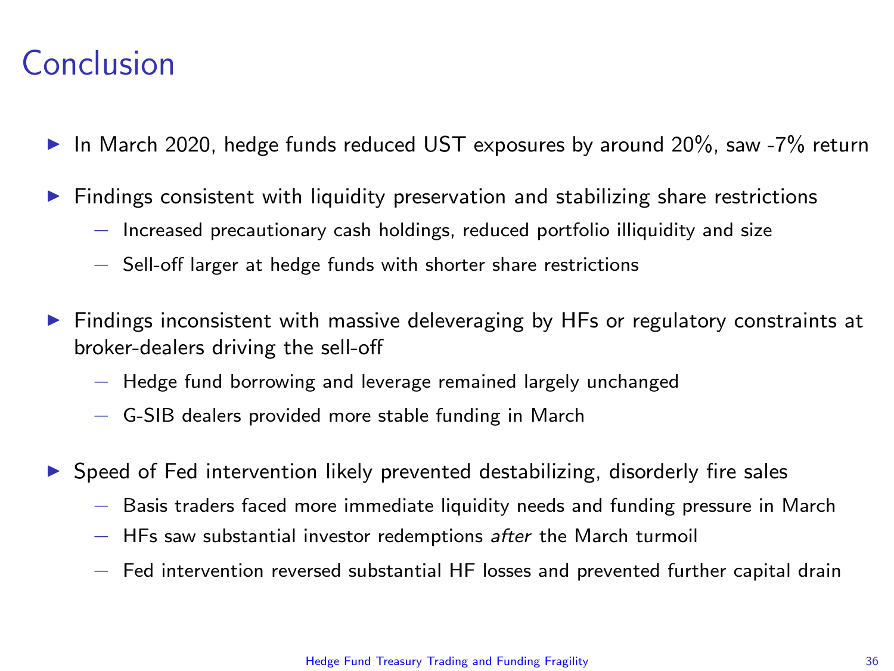# Conclusion

- In March 2020, hedge funds reduced UST exposures by around 20%, saw -7% return
- Findings consistent with liquidity preservation and stabilizing share restrictions
  - Increased precautionary cash holdings, reduced portfolio illiquidity and size
  - Sell-off larger at hedge funds with shorter share restrictions
- Findings inconsistent with massive deleveraging by HFs or regulatory constraints at broker-dealers driving the sell-off
  - Hedge fund borrowing and leverage remained largely unchanged
  - G-SIB dealers provided more stable funding in March
- Speed of Fed intervention likely prevented destabilizing, disorderly fire sales
  - Basis traders faced more immediate liquidity needs and funding pressure in March
  - HFs saw substantial investor redemptions *after* the March turmoil
  - Fed intervention reversed substantial HF losses and prevented further capital drain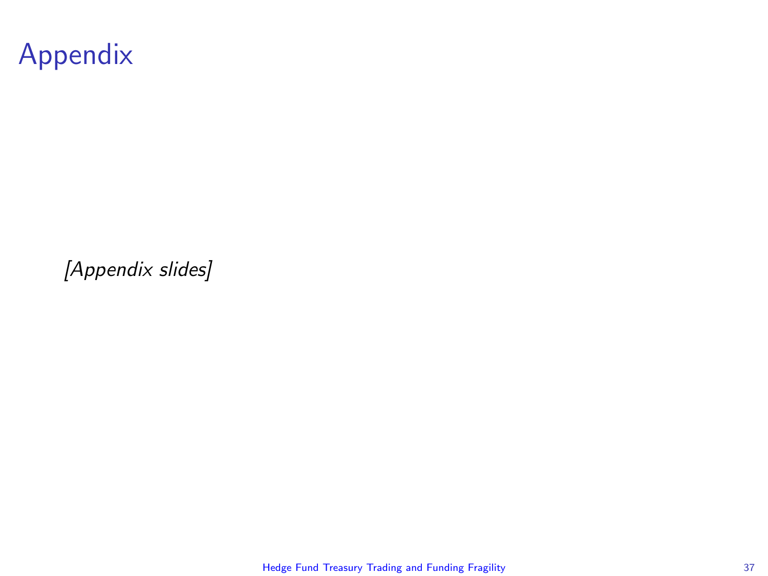# Appendix

*[Appendix slides]*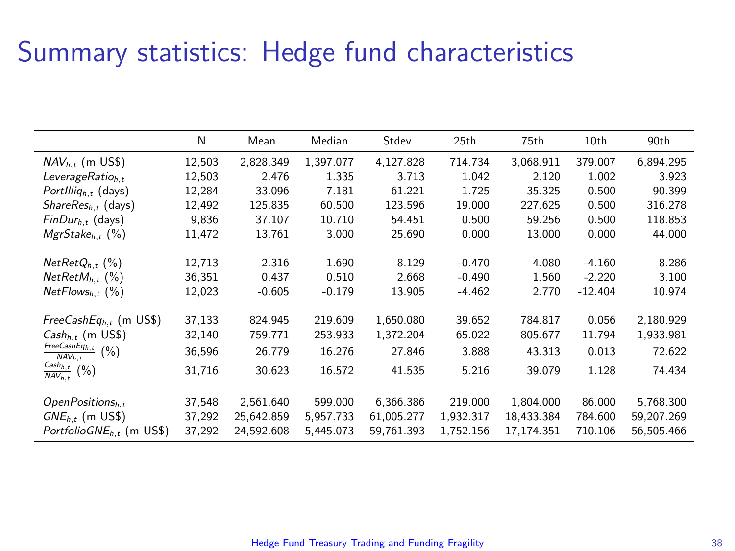# Summary statistics: Hedge fund characteristics

| | N | Mean | Median | Stdev | 25th | 75th | 10th | 90th |
|---|---|---|---|---|---|---|---|---|
| $NAV_{h,t}$ (m US$) | 12,503 | 2,828.349 | 1,397.077 | 4,127.828 | 714.734 | 3,068.911 | 379.007 | 6,894.295 |
| $LeverageRatio_{h,t}$ | 12,503 | 2.476 | 1.335 | 3.713 | 1.042 | 2.120 | 1.002 | 3.923 |
| $PortIlliq_{h,t}$ (days) | 12,284 | 33.096 | 7.181 | 61.221 | 1.725 | 35.325 | 0.500 | 90.399 |
| $ShareRes_{h,t}$ (days) | 12,492 | 125.835 | 60.500 | 123.596 | 19.000 | 227.625 | 0.500 | 316.278 |
| $FinDur_{h,t}$ (days) | 9,836 | 37.107 | 10.710 | 54.451 | 0.500 | 59.256 | 0.500 | 118.853 |
| $MgrStake_{h,t}$ (%) | 11,472 | 13.761 | 3.000 | 25.690 | 0.000 | 13.000 | 0.000 | 44.000 |
| | | | | | | | | |
| $NetRetQ_{h,t}$ (%) | 12,713 | 2.316 | 1.690 | 8.129 | -0.470 | 4.080 | -4.160 | 8.286 |
| $NetRetM_{h,t}$ (%) | 36,351 | 0.437 | 0.510 | 2.668 | -0.490 | 1.560 | -2.220 | 3.100 |
| $NetFlows_{h,t}$ (%) | 12,023 | -0.605 | -0.179 | 13.905 | -4.462 | 2.770 | -12.404 | 10.974 |
| | | | | | | | | |
| $FreeCashEq_{h,t}$ (m US$) | 37,133 | 824.945 | 219.609 | 1,650.080 | 39.652 | 784.817 | 0.056 | 2,180.929 |
| $Cash_{h,t}$ (m US$) | 32,140 | 759.771 | 253.933 | 1,372.204 | 65.022 | 805.677 | 11.794 | 1,933.981 |
| $\frac{FreeCashEq_{h,t}}{NAV_{h,t}}$ (%) | 36,596 | 26.779 | 16.276 | 27.846 | 3.888 | 43.313 | 0.013 | 72.622 |
| $\frac{Cash_{h,t}}{NAV_{h,t}}$ (%) | 31,716 | 30.623 | 16.572 | 41.535 | 5.216 | 39.079 | 1.128 | 74.434 |
| | | | | | | | | |
| $OpenPositions_{h,t}$ | 37,548 | 2,561.640 | 599.000 | 6,366.386 | 219.000 | 1,804.000 | 86.000 | 5,768.300 |
| $GNE_{h,t}$ (m US$) | 37,292 | 25,642.859 | 5,957.733 | 61,005.277 | 1,932.317 | 18,433.384 | 784.600 | 59,207.269 |
| $PortfolioGNE_{h,t}$ (m US$) | 37,292 | 24,592.608 | 5,445.073 | 59,761.393 | 1,752.156 | 17,174.351 | 710.106 | 56,505.466 |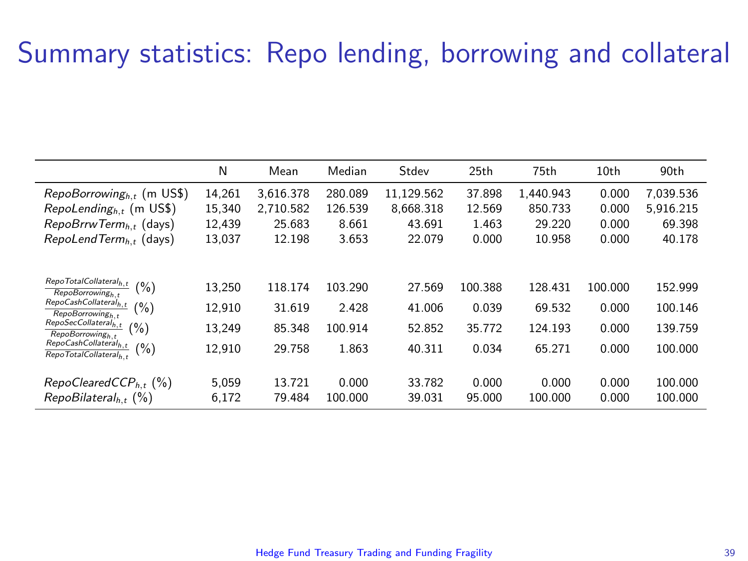# Summary statistics: Repo lending, borrowing and collateral

| | N | Mean | Median | Stdev | 25th | 75th | 10th | 90th |
|---|---|---|---|---|---|---|---|---|
| $RepoBorrowing_{h,t}$ (m US$) | 14,261 | 3,616.378 | 280.089 | 11,129.562 | 37.898 | 1,440.943 | 0.000 | 7,039.536 |
| $RepoLending_{h,t}$ (m US$) | 15,340 | 2,710.582 | 126.539 | 8,668.318 | 12.569 | 850.733 | 0.000 | 5,916.215 |
| $RepoBrrwTerm_{h,t}$ (days) | 12,439 | 25.683 | 8.661 | 43.691 | 1.463 | 29.220 | 0.000 | 69.398 |
| $RepoLendTerm_{h,t}$ (days) | 13,037 | 12.198 | 3.653 | 22.079 | 0.000 | 10.958 | 0.000 | 40.178 |
| $\frac{RepoTotalCollateral_{h,t}}{RepoBorrowing_{h,t}}$ (%) | 13,250 | 118.174 | 103.290 | 27.569 | 100.388 | 128.431 | 100.000 | 152.999 |
| $\frac{RepoCashCollateral_{h,t}}{RepoBorrowing_{h,t}}$ (%) | 12,910 | 31.619 | 2.428 | 41.006 | 0.039 | 69.532 | 0.000 | 100.146 |
| $\frac{RepoSecCollateral_{h,t}}{RepoBorrowing_{h,t}}$ (%) | 13,249 | 85.348 | 100.914 | 52.852 | 35.772 | 124.193 | 0.000 | 139.759 |
| $\frac{RepoCashCollateral_{h,t}}{RepoTotalCollateral_{h,t}}$ (%) | 12,910 | 29.758 | 1.863 | 40.311 | 0.034 | 65.271 | 0.000 | 100.000 |
| $RepoClearedCCP_{h,t}$ (%) | 5,059 | 13.721 | 0.000 | 33.782 | 0.000 | 0.000 | 0.000 | 100.000 |
| $RepoBilateral_{h,t}$ (%) | 6,172 | 79.484 | 100.000 | 39.031 | 95.000 | 100.000 | 0.000 | 100.000 |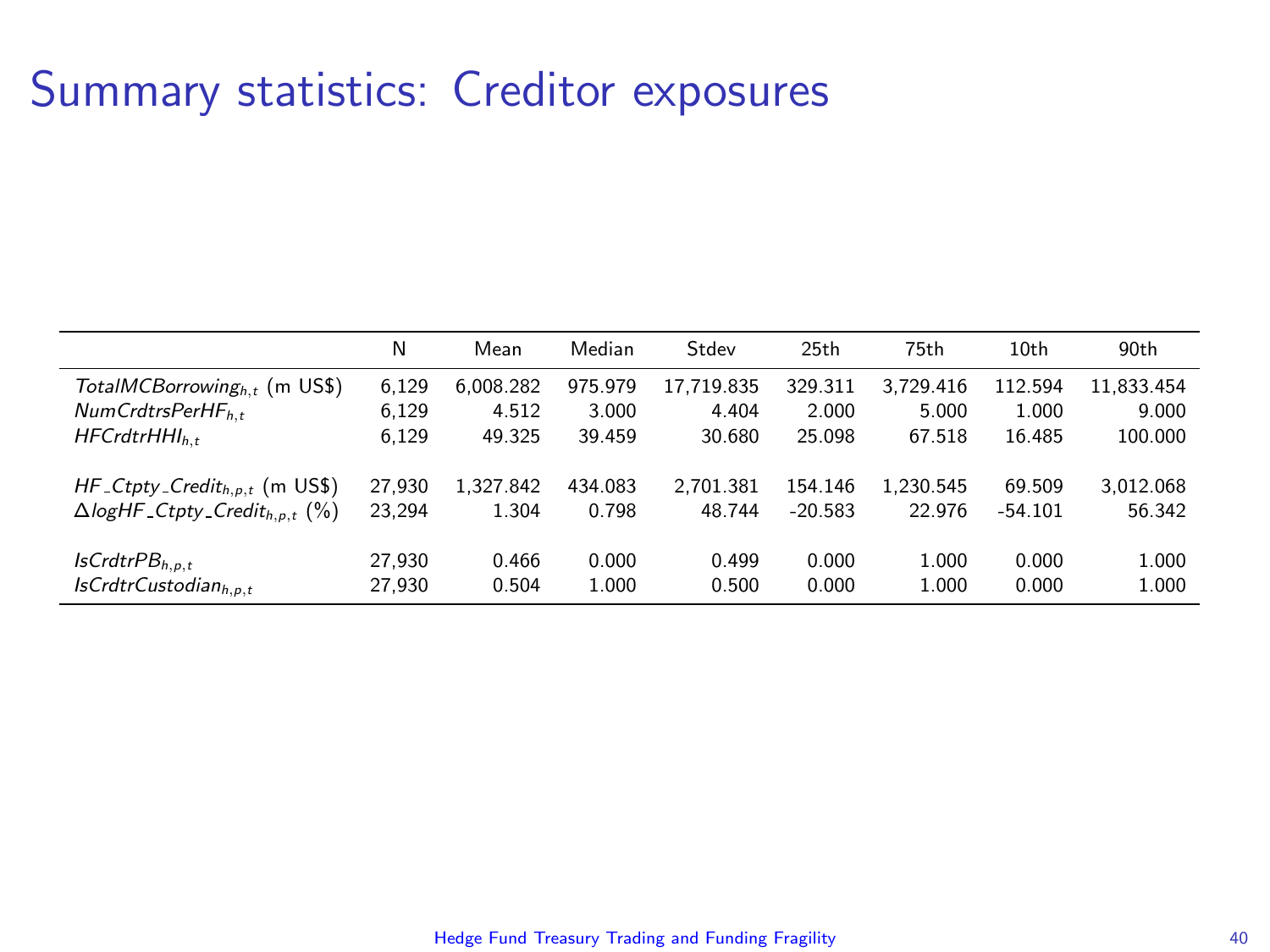# Summary statistics: Creditor exposures

| | N | Mean | Median | Stdev | 25th | 75th | 10th | 90th |
|---|---|---|---|---|---|---|---|---|
| $TotalMCBorrowing_{h,t}$ (m US$) | 6,129 | 6,008.282 | 975.979 | 17,719.835 | 329.311 | 3,729.416 | 112.594 | 11,833.454 |
| $NumCrdtrsPerHF_{h,t}$ | 6,129 | 4.512 | 3.000 | 4.404 | 2.000 | 5.000 | 1.000 | 9.000 |
| $HFCrdtrHHI_{h,t}$ | 6,129 | 49.325 | 39.459 | 30.680 | 25.098 | 67.518 | 16.485 | 100.000 |
| $HF\_Ctpty\_Credit_{h,p,t}$ (m US$) | 27,930 | 1,327.842 | 434.083 | 2,701.381 | 154.146 | 1,230.545 | 69.509 | 3,012.068 |
| $\Delta logHF\_Ctpty\_Credit_{h,p,t}$ (%) | 23,294 | 1.304 | 0.798 | 48.744 | -20.583 | 22.976 | -54.101 | 56.342 |
| $IsCrdtrPB_{h,p,t}$ | 27,930 | 0.466 | 0.000 | 0.499 | 0.000 | 1.000 | 0.000 | 1.000 |
| $IsCrdtrCustodian_{h,p,t}$ | 27,930 | 0.504 | 1.000 | 0.500 | 0.000 | 1.000 | 0.000 | 1.000 |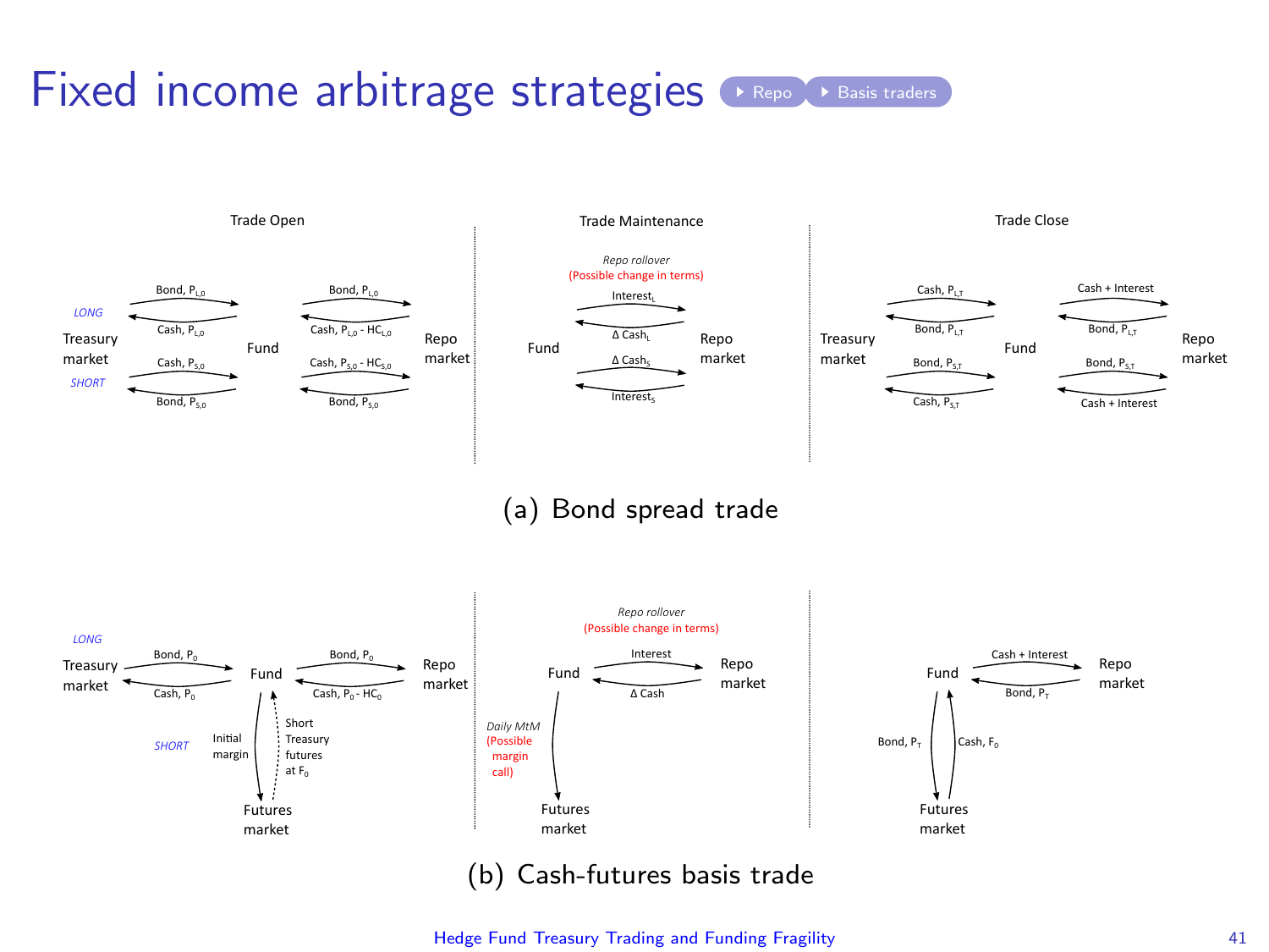# Fixed income arbitrage strategies

Repo | Basis traders

**Trade Open**

*LONG*

Treasury market → Fund: Bond, $P_{L,0}$; Fund → Treasury market: Cash, $P_{L,0}$

Fund → Repo market: Bond, $P_{L,0}$; Repo market → Fund: Cash, $P_{L,0}$ - $HC_{L,0}$

*SHORT*

Treasury market → Fund: Cash, $P_{S,0}$; Fund → Treasury market: Bond, $P_{S,0}$

Fund → Repo market: Cash, $P_{S,0}$ - $HC_{S,0}$; Repo market → Fund: Bond, $P_{S,0}$

**Trade Maintenance**

*Repo rollover*
(Possible change in terms)

Fund → Repo market: $Interest_L$; Repo market → Fund: Δ $Cash_L$

Fund → Repo market: Δ $Cash_S$; Repo market → Fund: $Interest_S$

**Trade Close**

Treasury market → Fund: Cash, $P_{L,T}$; Fund → Treasury market: Bond, $P_{L,T}$

Fund → Repo market: Cash + Interest; Repo market → Fund: Bond, $P_{L,T}$

Treasury market → Fund: Bond, $P_{S,T}$; Fund → Treasury market: Cash, $P_{S,T}$

Fund → Repo market: Bond, $P_{S,T}$; Repo market → Fund: Cash + Interest

(a) Bond spread trade

*LONG*

Treasury market → Fund: Bond, $P_0$; Fund → Treasury market: Cash, $P_0$

Fund → Repo market: Bond, $P_0$; Repo market → Fund: Cash, $P_0$ - $HC_0$

*SHORT*

Fund → Futures market: Initial margin; Short Treasury futures at $F_0$

*Repo rollover*
(Possible change in terms)

Fund → Repo market: Interest; Repo market → Fund: Δ Cash

Fund → Futures market: *Daily MtM* (Possible margin call)

Fund → Repo market: Cash + Interest; Repo market → Fund: Bond, $P_T$

Fund → Futures market: Bond, $P_T$; Futures market → Fund: Cash, $F_0$

(b) Cash-futures basis trade

Hedge Fund Treasury Trading and Funding Fragility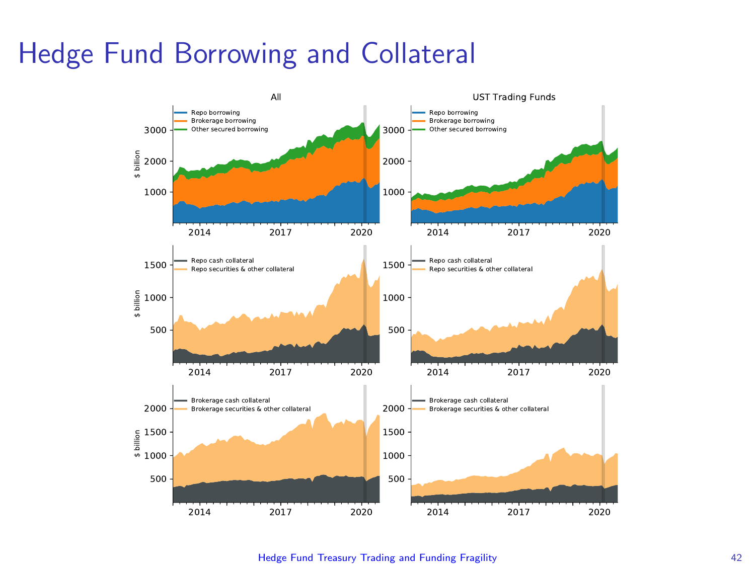# Hedge Fund Borrowing and Collateral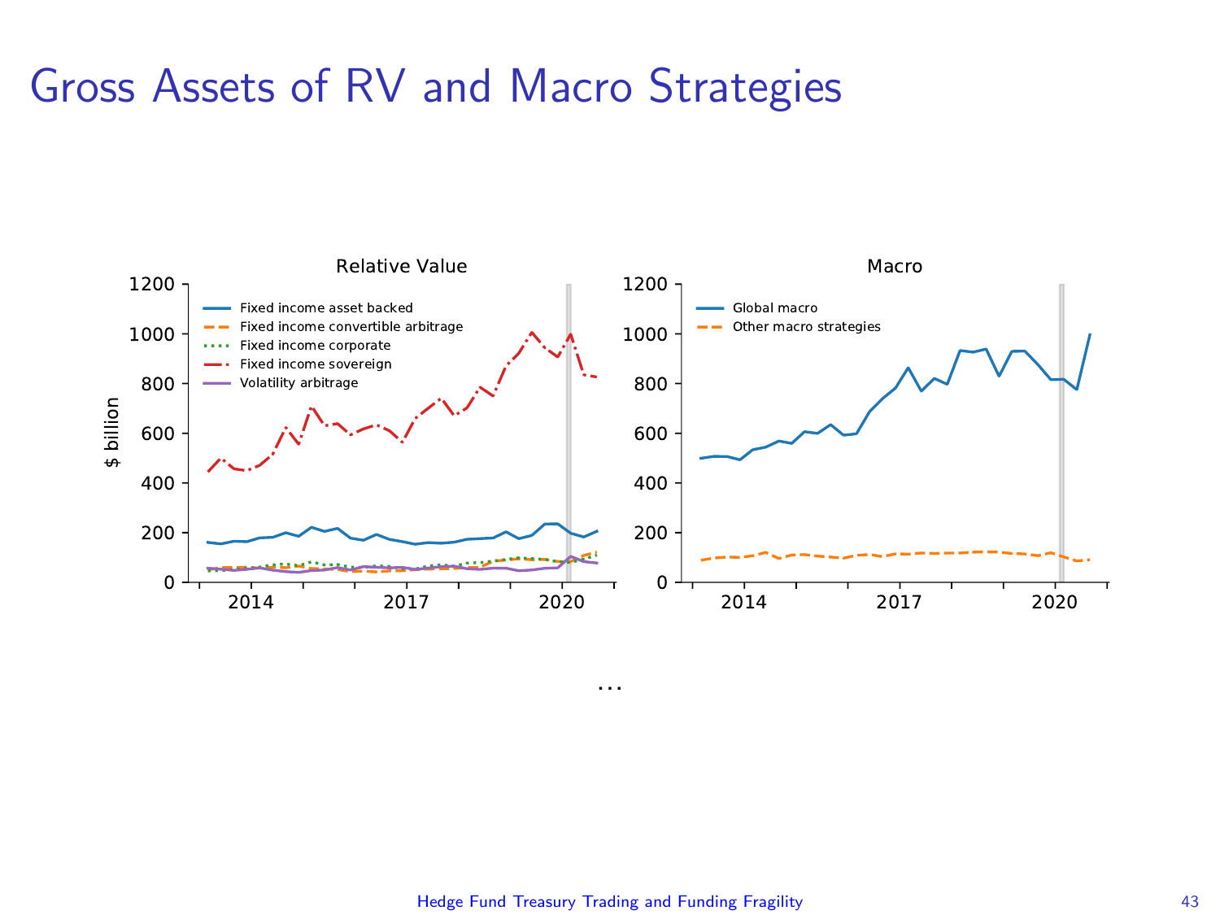# Gross Assets of RV and Macro Strategies

...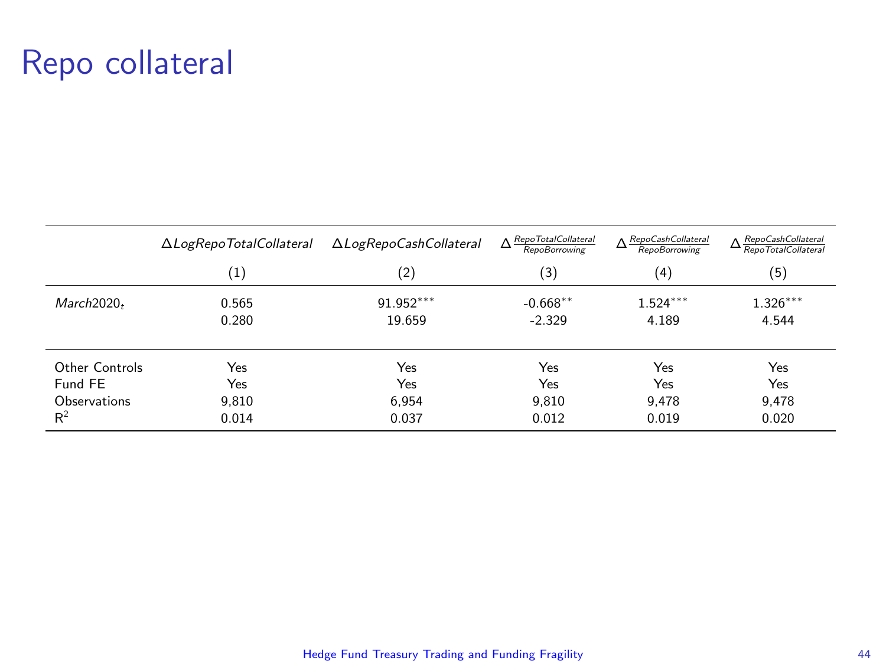# Repo collateral

| | $\Delta LogRepoTotalCollateral$ | $\Delta LogRepoCashCollateral$ | $\Delta \frac{RepoTotalCollateral}{RepoBorrowing}$ | $\Delta \frac{RepoCashCollateral}{RepoBorrowing}$ | $\Delta \frac{RepoCashCollateral}{RepoTotalCollateral}$ |
|---|---|---|---|---|---|
| | (1) | (2) | (3) | (4) | (5) |
| $March2020_t$ | 0.565 | 91.952*** | -0.668** | 1.524*** | 1.326*** |
| | 0.280 | 19.659 | -2.329 | 4.189 | 4.544 |
| Other Controls | Yes | Yes | Yes | Yes | Yes |
| Fund FE | Yes | Yes | Yes | Yes | Yes |
| Observations | 9,810 | 6,954 | 9,810 | 9,478 | 9,478 |
| $R^2$ | 0.014 | 0.037 | 0.012 | 0.019 | 0.020 |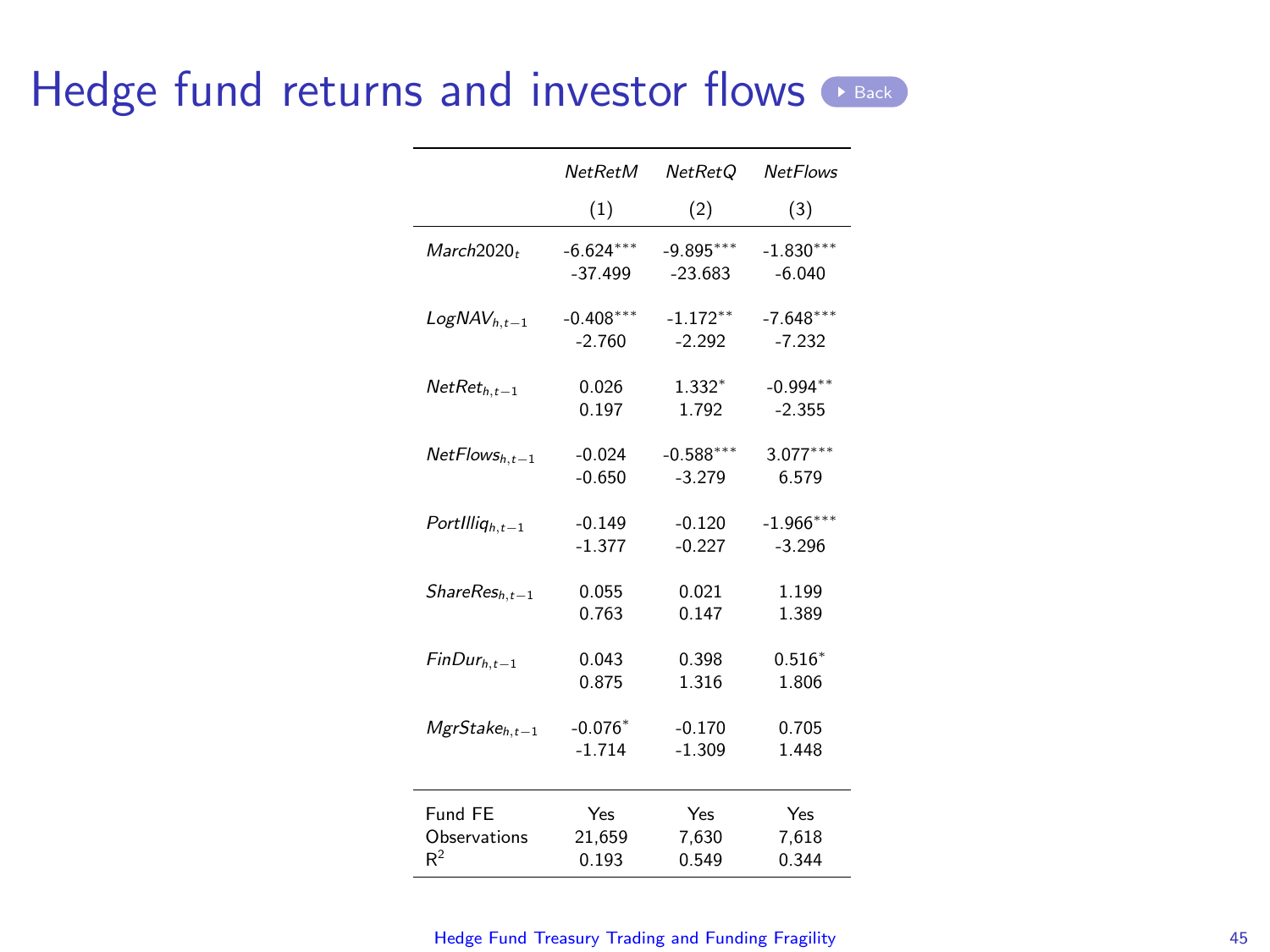# Hedge fund returns and investor flows

|  | *NetRetM* | *NetRetQ* | *NetFlows* |
|---|---|---|---|
|  | (1) | (2) | (3) |
| $March2020_t$ | -6.624*** | -9.895*** | -1.830*** |
|  | -37.499 | -23.683 | -6.040 |
| $LogNAV_{h,t-1}$ | -0.408*** | -1.172** | -7.648*** |
|  | -2.760 | -2.292 | -7.232 |
| $NetRet_{h,t-1}$ | 0.026 | 1.332* | -0.994** |
|  | 0.197 | 1.792 | -2.355 |
| $NetFlows_{h,t-1}$ | -0.024 | -0.588*** | 3.077*** |
|  | -0.650 | -3.279 | 6.579 |
| $PortIlliq_{h,t-1}$ | -0.149 | -0.120 | -1.966*** |
|  | -1.377 | -0.227 | -3.296 |
| $ShareRes_{h,t-1}$ | 0.055 | 0.021 | 1.199 |
|  | 0.763 | 0.147 | 1.389 |
| $FinDur_{h,t-1}$ | 0.043 | 0.398 | 0.516* |
|  | 0.875 | 1.316 | 1.806 |
| $MgrStake_{h,t-1}$ | -0.076* | -0.170 | 0.705 |
|  | -1.714 | -1.309 | 1.448 |
| Fund FE | Yes | Yes | Yes |
| Observations | 21,659 | 7,630 | 7,618 |
| $R^2$ | 0.193 | 0.549 | 0.344 |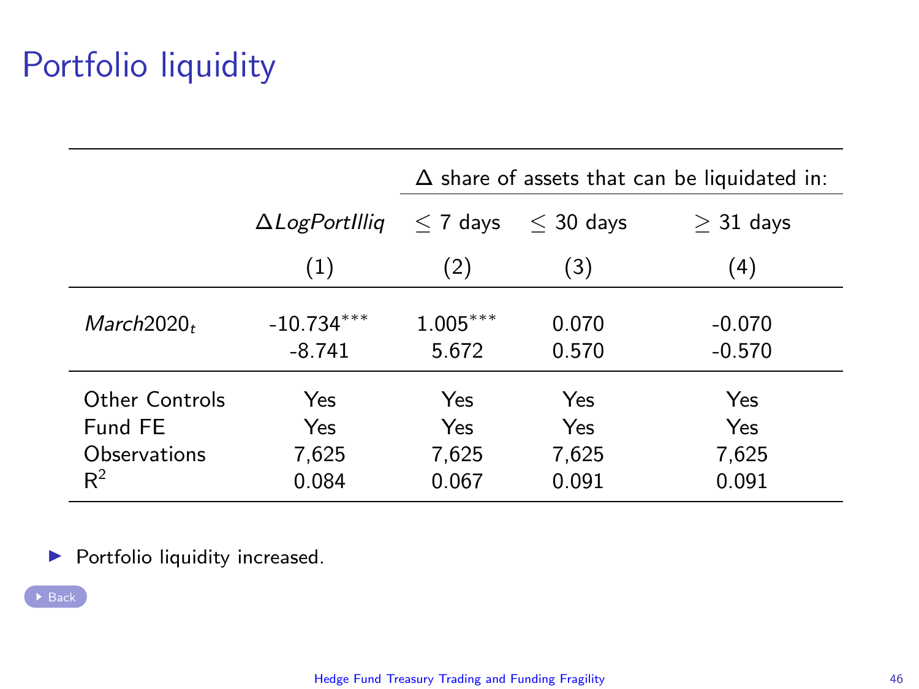# Portfolio liquidity

| | $\Delta LogPortIlliq$ | $\Delta$ share of assets that can be liquidated in: | | |
|---|---|---|---|---|
| | | $\leq$ 7 days | $\leq$ 30 days | $\geq$ 31 days |
| | (1) | (2) | (3) | (4) |
| $March2020_t$ | -10.734*** | 1.005*** | 0.070 | -0.070 |
| | -8.741 | 5.672 | 0.570 | -0.570 |
| Other Controls | Yes | Yes | Yes | Yes |
| Fund FE | Yes | Yes | Yes | Yes |
| Observations | 7,625 | 7,625 | 7,625 | 7,625 |
| $R^2$ | 0.084 | 0.067 | 0.091 | 0.091 |

- Portfolio liquidity increased.

Back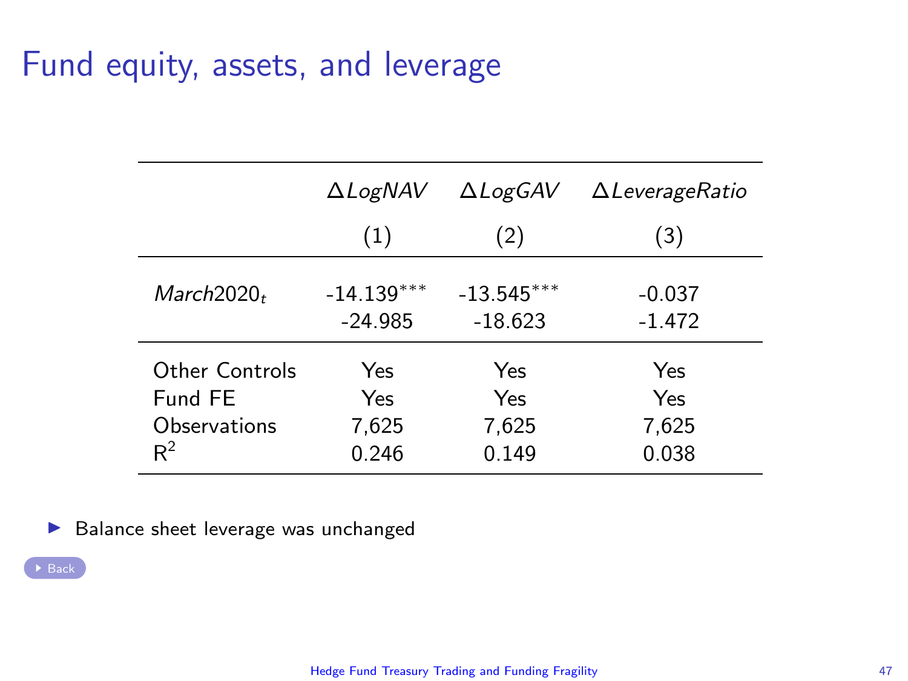# Fund equity, assets, and leverage

| | $\Delta LogNAV$ | $\Delta LogGAV$ | $\Delta LeverageRatio$ |
|---|---|---|---|
| | (1) | (2) | (3) |
| $March2020_t$ | -14.139*** | -13.545*** | -0.037 |
| | -24.985 | -18.623 | -1.472 |
| Other Controls | Yes | Yes | Yes |
| Fund FE | Yes | Yes | Yes |
| Observations | 7,625 | 7,625 | 7,625 |
| $R^2$ | 0.246 | 0.149 | 0.038 |

- Balance sheet leverage was unchanged

Back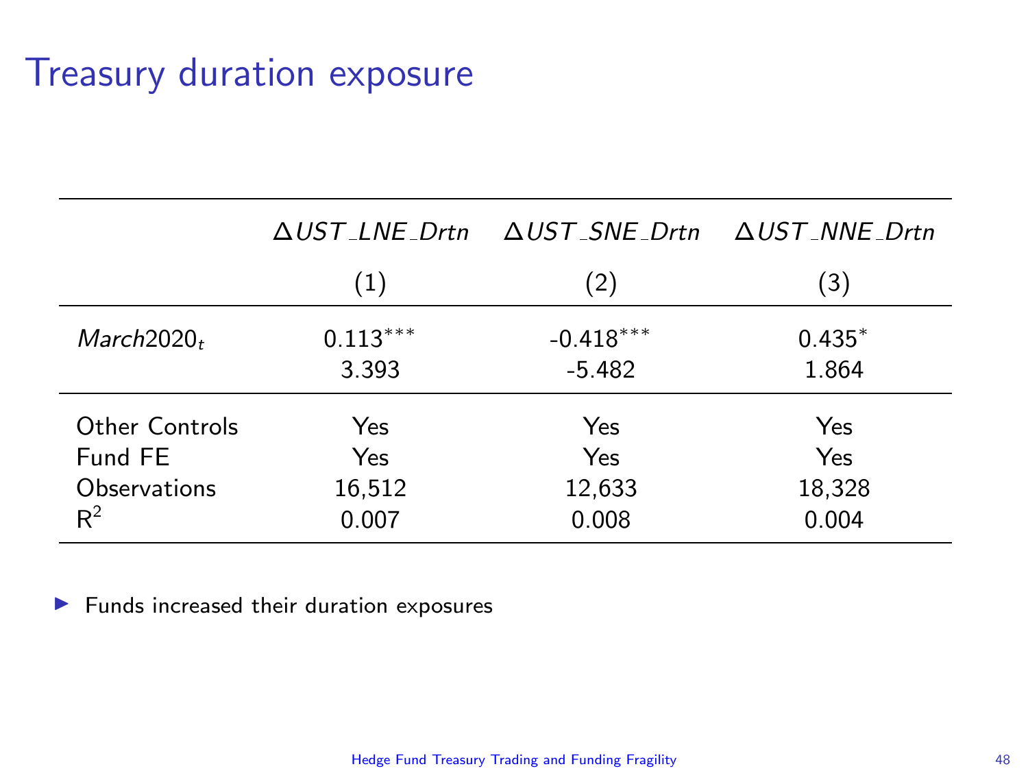# Treasury duration exposure

| | $\Delta UST\_LNE\_Drtn$ | $\Delta UST\_SNE\_Drtn$ | $\Delta UST\_NNE\_Drtn$ |
|---|---|---|---|
| | (1) | (2) | (3) |
| $March2020_t$ | 0.113*** | -0.418*** | 0.435* |
| | 3.393 | -5.482 | 1.864 |
| Other Controls | Yes | Yes | Yes |
| Fund FE | Yes | Yes | Yes |
| Observations | 16,512 | 12,633 | 18,328 |
| $R^2$ | 0.007 | 0.008 | 0.004 |

- Funds increased their duration exposures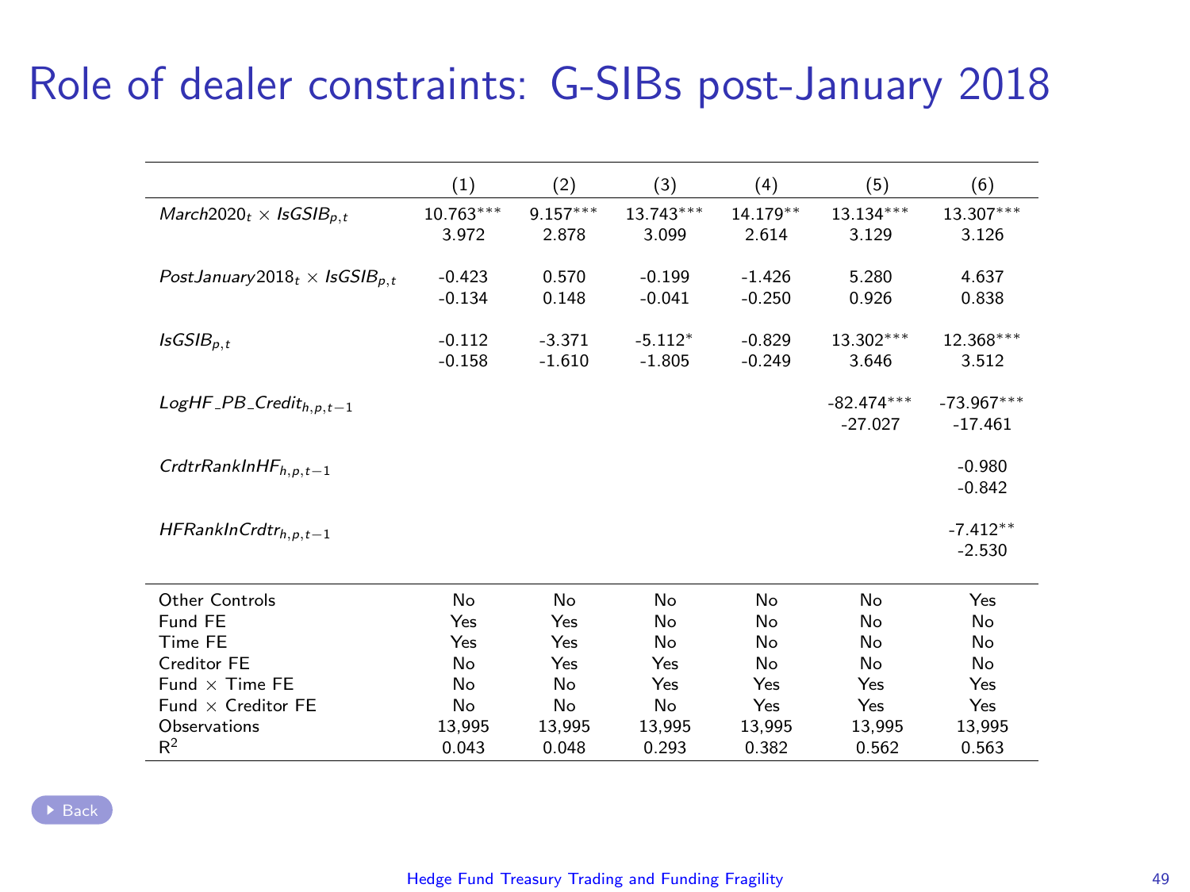# Role of dealer constraints: G-SIBs post-January 2018

| | (1) | (2) | (3) | (4) | (5) | (6) |
|---|---|---|---|---|---|---|
| $March2020_t \times IsGSIB_{p,t}$ | 10.763*** | 9.157*** | 13.743*** | 14.179** | 13.134*** | 13.307*** |
| | 3.972 | 2.878 | 3.099 | 2.614 | 3.129 | 3.126 |
| $PostJanuary2018_t \times IsGSIB_{p,t}$ | -0.423 | 0.570 | -0.199 | -1.426 | 5.280 | 4.637 |
| | -0.134 | 0.148 | -0.041 | -0.250 | 0.926 | 0.838 |
| $IsGSIB_{p,t}$ | -0.112 | -3.371 | -5.112* | -0.829 | 13.302*** | 12.368*** |
| | -0.158 | -1.610 | -1.805 | -0.249 | 3.646 | 3.512 |
| $LogHF\_PB\_Credit_{h,p,t-1}$ | | | | | -82.474*** | -73.967*** |
| | | | | | -27.027 | -17.461 |
| $CrdtrRankInHF_{h,p,t-1}$ | | | | | | -0.980 |
| | | | | | | -0.842 |
| $HFRankInCrdtr_{h,p,t-1}$ | | | | | | -7.412** |
| | | | | | | -2.530 |
| Other Controls | No | No | No | No | No | Yes |
| Fund FE | Yes | Yes | No | No | No | No |
| Time FE | Yes | Yes | No | No | No | No |
| Creditor FE | No | Yes | Yes | No | No | No |
| Fund × Time FE | No | No | Yes | Yes | Yes | Yes |
| Fund × Creditor FE | No | No | No | Yes | Yes | Yes |
| Observations | 13,995 | 13,995 | 13,995 | 13,995 | 13,995 | 13,995 |
| $R^2$ | 0.043 | 0.048 | 0.293 | 0.382 | 0.562 | 0.563 |

Back